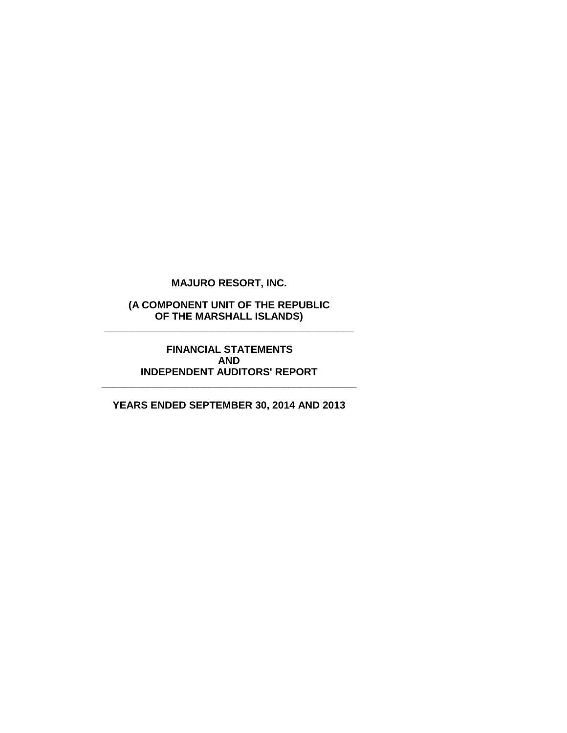# MAJURO RESORT, INC.

**(A COMPONENT UNIT OF THE REPUBLIC OF THE MARSHALL ISLANDS)**

---

**FINANCIAL STATEMENTS AND INDEPENDENT AUDITORS' REPORT**

---

**YEARS ENDED SEPTEMBER 30, 2014 AND 2013**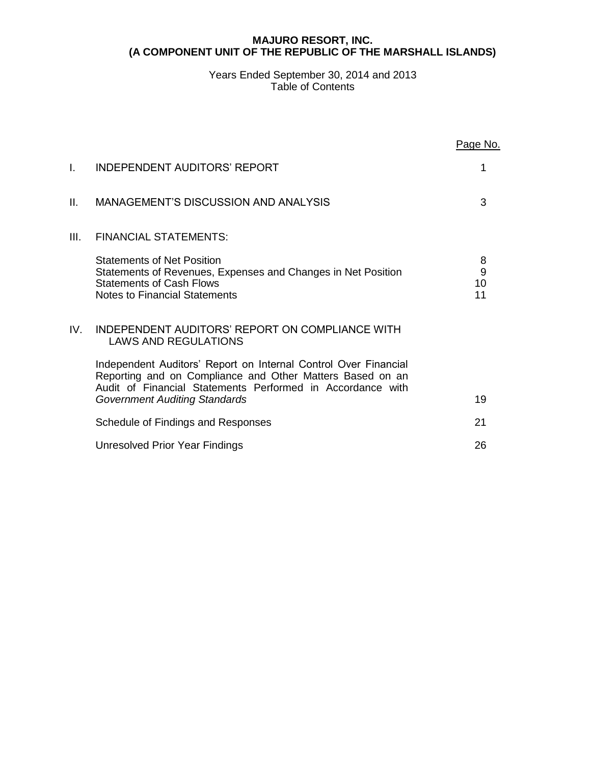**MAJURO RESORT, INC.**
**(A COMPONENT UNIT OF THE REPUBLIC OF THE MARSHALL ISLANDS)**

Years Ended September 30, 2014 and 2013
Table of Contents

| | | Page No. |
|---|---|---|
| I. | INDEPENDENT AUDITORS' REPORT | 1 |
| II. | MANAGEMENT'S DISCUSSION AND ANALYSIS | 3 |
| III. | FINANCIAL STATEMENTS: | |
| | Statements of Net Position | 8 |
| | Statements of Revenues, Expenses and Changes in Net Position | 9 |
| | Statements of Cash Flows | 10 |
| | Notes to Financial Statements | 11 |
| IV. | INDEPENDENT AUDITORS' REPORT ON COMPLIANCE WITH LAWS AND REGULATIONS | |
| | Independent Auditors' Report on Internal Control Over Financial Reporting and on Compliance and Other Matters Based on an Audit of Financial Statements Performed in Accordance with *Government Auditing Standards* | 19 |
| | Schedule of Findings and Responses | 21 |
| | Unresolved Prior Year Findings | 26 |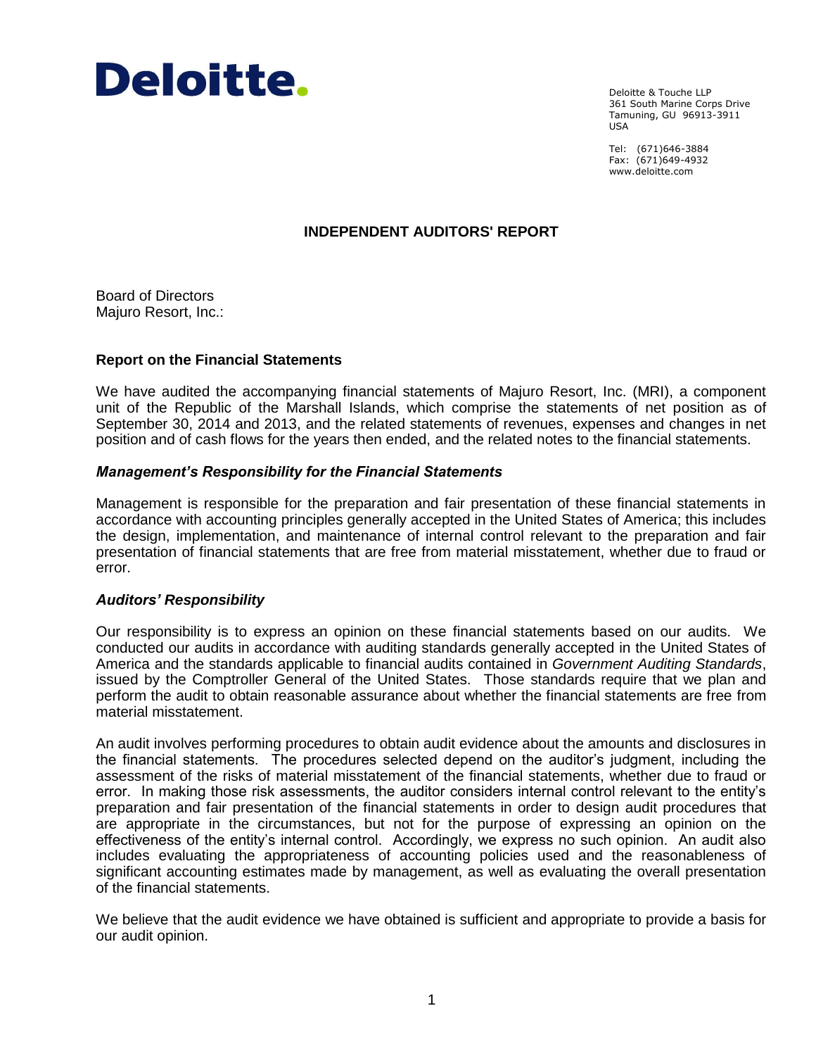Deloitte.

Deloitte & Touche LLP
361 South Marine Corps Drive
Tamuning, GU 96913-3911
USA

Tel: (671)646-3884
Fax: (671)649-4932
www.deloitte.com

## INDEPENDENT AUDITORS' REPORT

Board of Directors
Majuro Resort, Inc.:

### Report on the Financial Statements

We have audited the accompanying financial statements of Majuro Resort, Inc. (MRI), a component unit of the Republic of the Marshall Islands, which comprise the statements of net position as of September 30, 2014 and 2013, and the related statements of revenues, expenses and changes in net position and of cash flows for the years then ended, and the related notes to the financial statements.

#### *Management's Responsibility for the Financial Statements*

Management is responsible for the preparation and fair presentation of these financial statements in accordance with accounting principles generally accepted in the United States of America; this includes the design, implementation, and maintenance of internal control relevant to the preparation and fair presentation of financial statements that are free from material misstatement, whether due to fraud or error.

#### *Auditors' Responsibility*

Our responsibility is to express an opinion on these financial statements based on our audits. We conducted our audits in accordance with auditing standards generally accepted in the United States of America and the standards applicable to financial audits contained in *Government Auditing Standards*, issued by the Comptroller General of the United States. Those standards require that we plan and perform the audit to obtain reasonable assurance about whether the financial statements are free from material misstatement.

An audit involves performing procedures to obtain audit evidence about the amounts and disclosures in the financial statements. The procedures selected depend on the auditor's judgment, including the assessment of the risks of material misstatement of the financial statements, whether due to fraud or error. In making those risk assessments, the auditor considers internal control relevant to the entity's preparation and fair presentation of the financial statements in order to design audit procedures that are appropriate in the circumstances, but not for the purpose of expressing an opinion on the effectiveness of the entity's internal control. Accordingly, we express no such opinion. An audit also includes evaluating the appropriateness of accounting policies used and the reasonableness of significant accounting estimates made by management, as well as evaluating the overall presentation of the financial statements.

We believe that the audit evidence we have obtained is sufficient and appropriate to provide a basis for our audit opinion.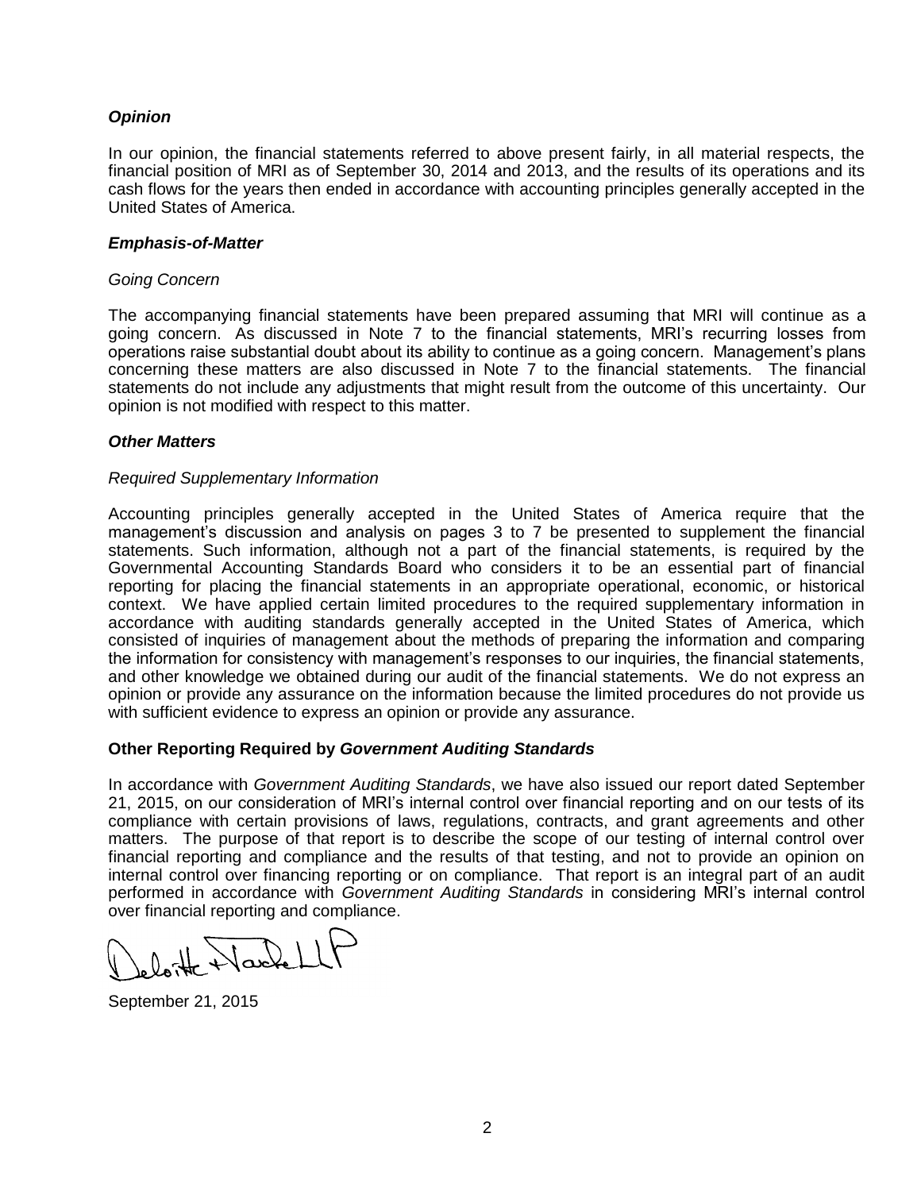### *Opinion*

In our opinion, the financial statements referred to above present fairly, in all material respects, the financial position of MRI as of September 30, 2014 and 2013, and the results of its operations and its cash flows for the years then ended in accordance with accounting principles generally accepted in the United States of America.

### *Emphasis-of-Matter*

*Going Concern*

The accompanying financial statements have been prepared assuming that MRI will continue as a going concern. As discussed in Note 7 to the financial statements, MRI's recurring losses from operations raise substantial doubt about its ability to continue as a going concern. Management's plans concerning these matters are also discussed in Note 7 to the financial statements. The financial statements do not include any adjustments that might result from the outcome of this uncertainty. Our opinion is not modified with respect to this matter.

### *Other Matters*

*Required Supplementary Information*

Accounting principles generally accepted in the United States of America require that the management's discussion and analysis on pages 3 to 7 be presented to supplement the financial statements. Such information, although not a part of the financial statements, is required by the Governmental Accounting Standards Board who considers it to be an essential part of financial reporting for placing the financial statements in an appropriate operational, economic, or historical context. We have applied certain limited procedures to the required supplementary information in accordance with auditing standards generally accepted in the United States of America, which consisted of inquiries of management about the methods of preparing the information and comparing the information for consistency with management's responses to our inquiries, the financial statements, and other knowledge we obtained during our audit of the financial statements. We do not express an opinion or provide any assurance on the information because the limited procedures do not provide us with sufficient evidence to express an opinion or provide any assurance.

### Other Reporting Required by *Government Auditing Standards*

In accordance with *Government Auditing Standards*, we have also issued our report dated September 21, 2015, on our consideration of MRI's internal control over financial reporting and on our tests of its compliance with certain provisions of laws, regulations, contracts, and grant agreements and other matters. The purpose of that report is to describe the scope of our testing of internal control over financial reporting and compliance and the results of that testing, and not to provide an opinion on internal control over financing reporting or on compliance. That report is an integral part of an audit performed in accordance with *Government Auditing Standards* in considering MRI's internal control over financial reporting and compliance.

Deloitte & Touche LLP

September 21, 2015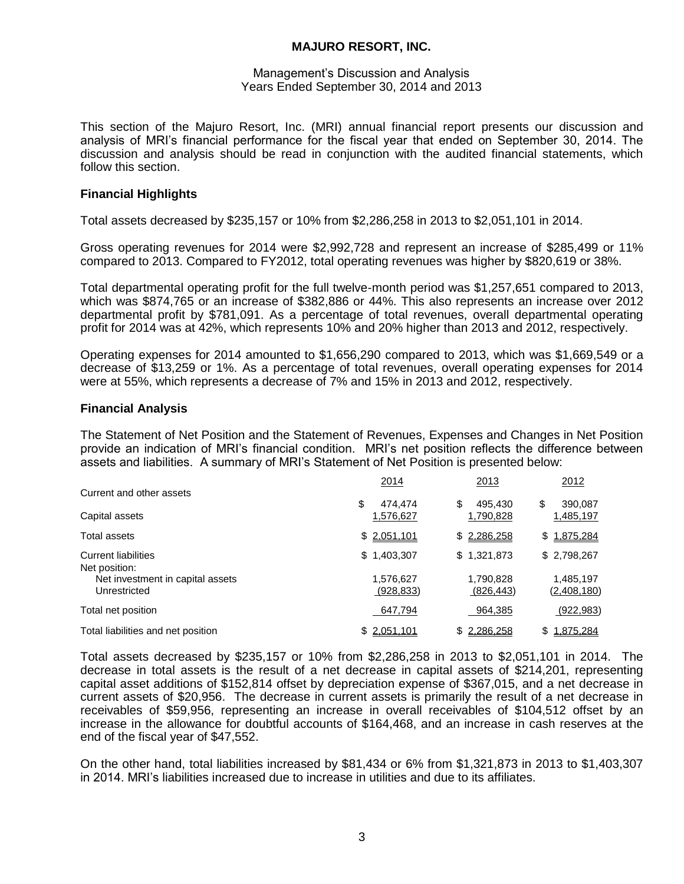# MAJURO RESORT, INC.

Management's Discussion and Analysis
Years Ended September 30, 2014 and 2013

This section of the Majuro Resort, Inc. (MRI) annual financial report presents our discussion and analysis of MRI's financial performance for the fiscal year that ended on September 30, 2014. The discussion and analysis should be read in conjunction with the audited financial statements, which follow this section.

## Financial Highlights

Total assets decreased by $235,157 or 10% from $2,286,258 in 2013 to $2,051,101 in 2014.

Gross operating revenues for 2014 were $2,992,728 and represent an increase of $285,499 or 11% compared to 2013. Compared to FY2012, total operating revenues was higher by $820,619 or 38%.

Total departmental operating profit for the full twelve-month period was $1,257,651 compared to 2013, which was $874,765 or an increase of $382,886 or 44%. This also represents an increase over 2012 departmental profit by $781,091. As a percentage of total revenues, overall departmental operating profit for 2014 was at 42%, which represents 10% and 20% higher than 2013 and 2012, respectively.

Operating expenses for 2014 amounted to $1,656,290 compared to 2013, which was $1,669,549 or a decrease of $13,259 or 1%. As a percentage of total revenues, overall operating expenses for 2014 were at 55%, which represents a decrease of 7% and 15% in 2013 and 2012, respectively.

## Financial Analysis

The Statement of Net Position and the Statement of Revenues, Expenses and Changes in Net Position provide an indication of MRI's financial condition. MRI's net position reflects the difference between assets and liabilities. A summary of MRI's Statement of Net Position is presented below:

| | 2014 | 2013 | 2012 |
|---|---|---|---|
| Current and other assets | $ 474,474 | $ 495,430 | $ 390,087 |
| Capital assets | 1,576,627 | 1,790,828 | 1,485,197 |
| Total assets | $ 2,051,101 | $ 2,286,258 | $ 1,875,284 |
| Current liabilities | $ 1,403,307 | $ 1,321,873 | $ 2,798,267 |
| Net position: | | | |
| Net investment in capital assets | 1,576,627 | 1,790,828 | 1,485,197 |
| Unrestricted | (928,833) | (826,443) | (2,408,180) |
| Total net position | 647,794 | 964,385 | (922,983) |
| Total liabilities and net position | $ 2,051,101 | $ 2,286,258 | $ 1,875,284 |

Total assets decreased by $235,157 or 10% from $2,286,258 in 2013 to $2,051,101 in 2014. The decrease in total assets is the result of a net decrease in capital assets of $214,201, representing capital asset additions of $152,814 offset by depreciation expense of $367,015, and a net decrease in current assets of $20,956. The decrease in current assets is primarily the result of a net decrease in receivables of $59,956, representing an increase in overall receivables of $104,512 offset by an increase in the allowance for doubtful accounts of $164,468, and an increase in cash reserves at the end of the fiscal year of $47,552.

On the other hand, total liabilities increased by $81,434 or 6% from $1,321,873 in 2013 to $1,403,307 in 2014. MRI's liabilities increased due to increase in utilities and due to its affiliates.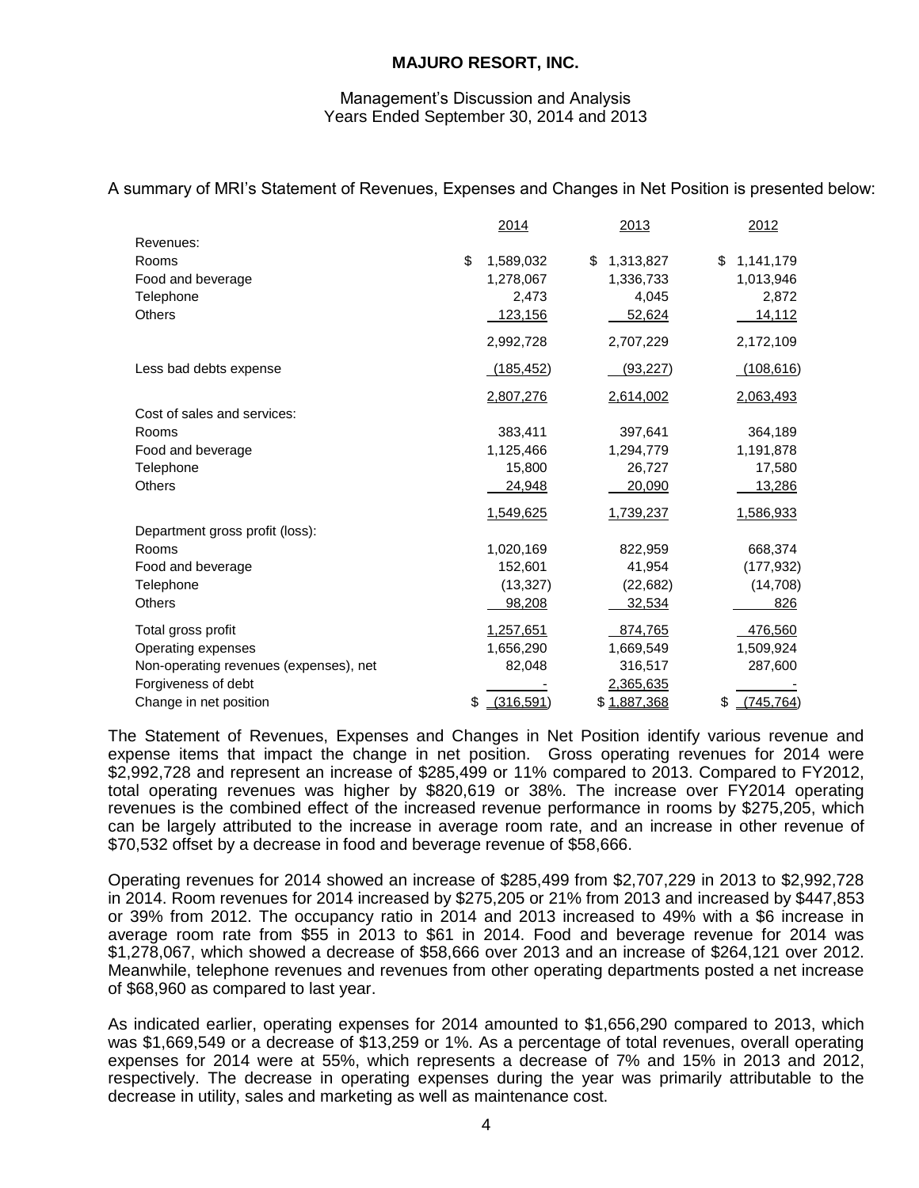**MAJURO RESORT, INC.**

Management's Discussion and Analysis
Years Ended September 30, 2014 and 2013

A summary of MRI's Statement of Revenues, Expenses and Changes in Net Position is presented below:

| | 2014 | 2013 | 2012 |
|---|---|---|---|
| Revenues: | | | |
| Rooms | $ 1,589,032 | $ 1,313,827 | $ 1,141,179 |
| Food and beverage | 1,278,067 | 1,336,733 | 1,013,946 |
| Telephone | 2,473 | 4,045 | 2,872 |
| Others | 123,156 | 52,624 | 14,112 |
| | 2,992,728 | 2,707,229 | 2,172,109 |
| Less bad debts expense | (185,452) | (93,227) | (108,616) |
| | 2,807,276 | 2,614,002 | 2,063,493 |
| Cost of sales and services: | | | |
| Rooms | 383,411 | 397,641 | 364,189 |
| Food and beverage | 1,125,466 | 1,294,779 | 1,191,878 |
| Telephone | 15,800 | 26,727 | 17,580 |
| Others | 24,948 | 20,090 | 13,286 |
| | 1,549,625 | 1,739,237 | 1,586,933 |
| Department gross profit (loss): | | | |
| Rooms | 1,020,169 | 822,959 | 668,374 |
| Food and beverage | 152,601 | 41,954 | (177,932) |
| Telephone | (13,327) | (22,682) | (14,708) |
| Others | 98,208 | 32,534 | 826 |
| Total gross profit | 1,257,651 | 874,765 | 476,560 |
| Operating expenses | 1,656,290 | 1,669,549 | 1,509,924 |
| Non-operating revenues (expenses), net | 82,048 | 316,517 | 287,600 |
| Forgiveness of debt | - | 2,365,635 | - |
| Change in net position | $ (316,591) | $ 1,887,368 | $ (745,764) |

The Statement of Revenues, Expenses and Changes in Net Position identify various revenue and expense items that impact the change in net position. Gross operating revenues for 2014 were $2,992,728 and represent an increase of $285,499 or 11% compared to 2013. Compared to FY2012, total operating revenues was higher by $820,619 or 38%. The increase over FY2014 operating revenues is the combined effect of the increased revenue performance in rooms by $275,205, which can be largely attributed to the increase in average room rate, and an increase in other revenue of $70,532 offset by a decrease in food and beverage revenue of $58,666.

Operating revenues for 2014 showed an increase of $285,499 from $2,707,229 in 2013 to $2,992,728 in 2014. Room revenues for 2014 increased by $275,205 or 21% from 2013 and increased by $447,853 or 39% from 2012. The occupancy ratio in 2014 and 2013 increased to 49% with a $6 increase in average room rate from $55 in 2013 to $61 in 2014. Food and beverage revenue for 2014 was $1,278,067, which showed a decrease of $58,666 over 2013 and an increase of $264,121 over 2012. Meanwhile, telephone revenues and revenues from other operating departments posted a net increase of $68,960 as compared to last year.

As indicated earlier, operating expenses for 2014 amounted to $1,656,290 compared to 2013, which was $1,669,549 or a decrease of $13,259 or 1%. As a percentage of total revenues, overall operating expenses for 2014 were at 55%, which represents a decrease of 7% and 15% in 2013 and 2012, respectively. The decrease in operating expenses during the year was primarily attributable to the decrease in utility, sales and marketing as well as maintenance cost.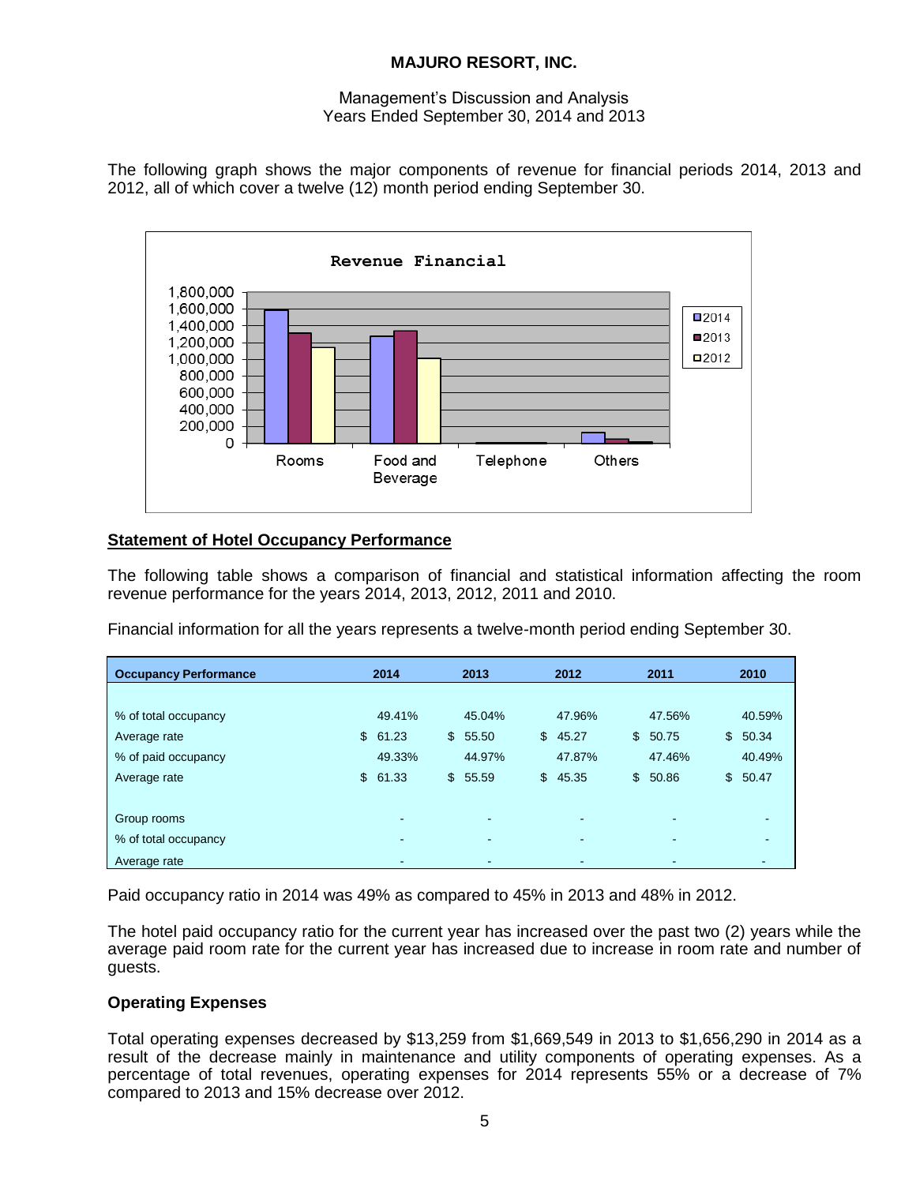The following graph shows the major components of revenue for financial periods 2014, 2013 and 2012, all of which cover a twelve (12) month period ending September 30.

## Statement of Hotel Occupancy Performance

The following table shows a comparison of financial and statistical information affecting the room revenue performance for the years 2014, 2013, 2012, 2011 and 2010.

Financial information for all the years represents a twelve-month period ending September 30.

| Occupancy Performance | 2014 | 2013 | 2012 | 2011 | 2010 |
|---|---|---|---|---|---|
| % of total occupancy | 49.41% | 45.04% | 47.96% | 47.56% | 40.59% |
| Average rate | $ 61.23 | $ 55.50 | $ 45.27 | $ 50.75 | $ 50.34 |
| % of paid occupancy | 49.33% | 44.97% | 47.87% | 47.46% | 40.49% |
| Average rate | $ 61.33 | $ 55.59 | $ 45.35 | $ 50.86 | $ 50.47 |
| | | | | | |
| Group rooms | - | - | - | - | - |
| % of total occupancy | - | - | - | - | - |
| Average rate | - | - | - | - | - |

Paid occupancy ratio in 2014 was 49% as compared to 45% in 2013 and 48% in 2012.

The hotel paid occupancy ratio for the current year has increased over the past two (2) years while the average paid room rate for the current year has increased due to increase in room rate and number of guests.

### Operating Expenses

Total operating expenses decreased by $13,259 from $1,669,549 in 2013 to $1,656,290 in 2014 as a result of the decrease mainly in maintenance and utility components of operating expenses. As a percentage of total revenues, operating expenses for 2014 represents 55% or a decrease of 7% compared to 2013 and 15% decrease over 2012.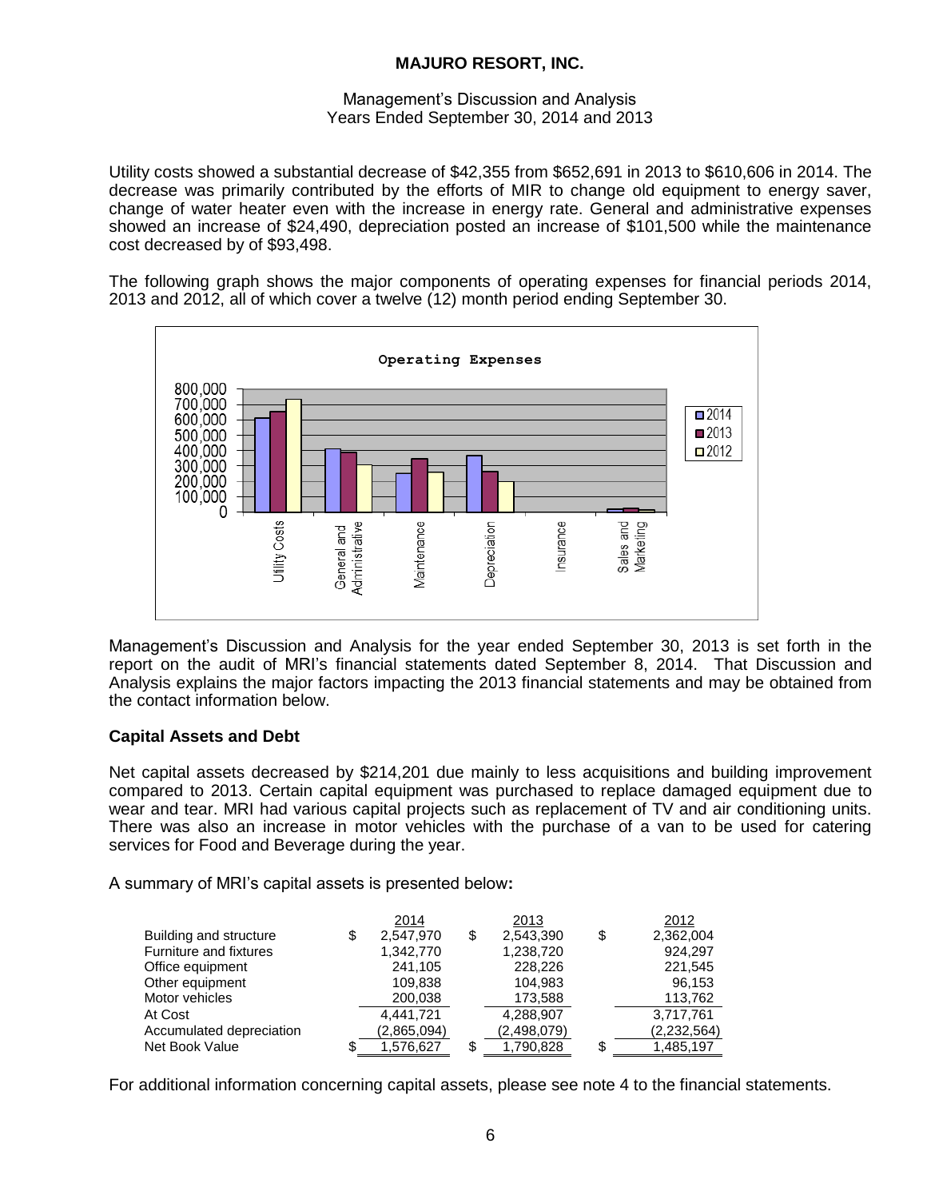Utility costs showed a substantial decrease of $42,355 from $652,691 in 2013 to $610,606 in 2014. The decrease was primarily contributed by the efforts of MIR to change old equipment to energy saver, change of water heater even with the increase in energy rate. General and administrative expenses showed an increase of $24,490, depreciation posted an increase of $101,500 while the maintenance cost decreased by of $93,498.

The following graph shows the major components of operating expenses for financial periods 2014, 2013 and 2012, all of which cover a twelve (12) month period ending September 30.

Management's Discussion and Analysis for the year ended September 30, 2013 is set forth in the report on the audit of MRI's financial statements dated September 8, 2014. That Discussion and Analysis explains the major factors impacting the 2013 financial statements and may be obtained from the contact information below.

## Capital Assets and Debt

Net capital assets decreased by $214,201 due mainly to less acquisitions and building improvement compared to 2013. Certain capital equipment was purchased to replace damaged equipment due to wear and tear. MRI had various capital projects such as replacement of TV and air conditioning units. There was also an increase in motor vehicles with the purchase of a van to be used for catering services for Food and Beverage during the year.

A summary of MRI's capital assets is presented below**:**

| | 2014 | 2013 | 2012 |
|---|---|---|---|
| Building and structure | $ 2,547,970 | $ 2,543,390 | $ 2,362,004 |
| Furniture and fixtures | 1,342,770 | 1,238,720 | 924,297 |
| Office equipment | 241,105 | 228,226 | 221,545 |
| Other equipment | 109,838 | 104,983 | 96,153 |
| Motor vehicles | 200,038 | 173,588 | 113,762 |
| At Cost | 4,441,721 | 4,288,907 | 3,717,761 |
| Accumulated depreciation | (2,865,094) | (2,498,079) | (2,232,564) |
| Net Book Value | $ 1,576,627 | $ 1,790,828 | $ 1,485,197 |

For additional information concerning capital assets, please see note 4 to the financial statements.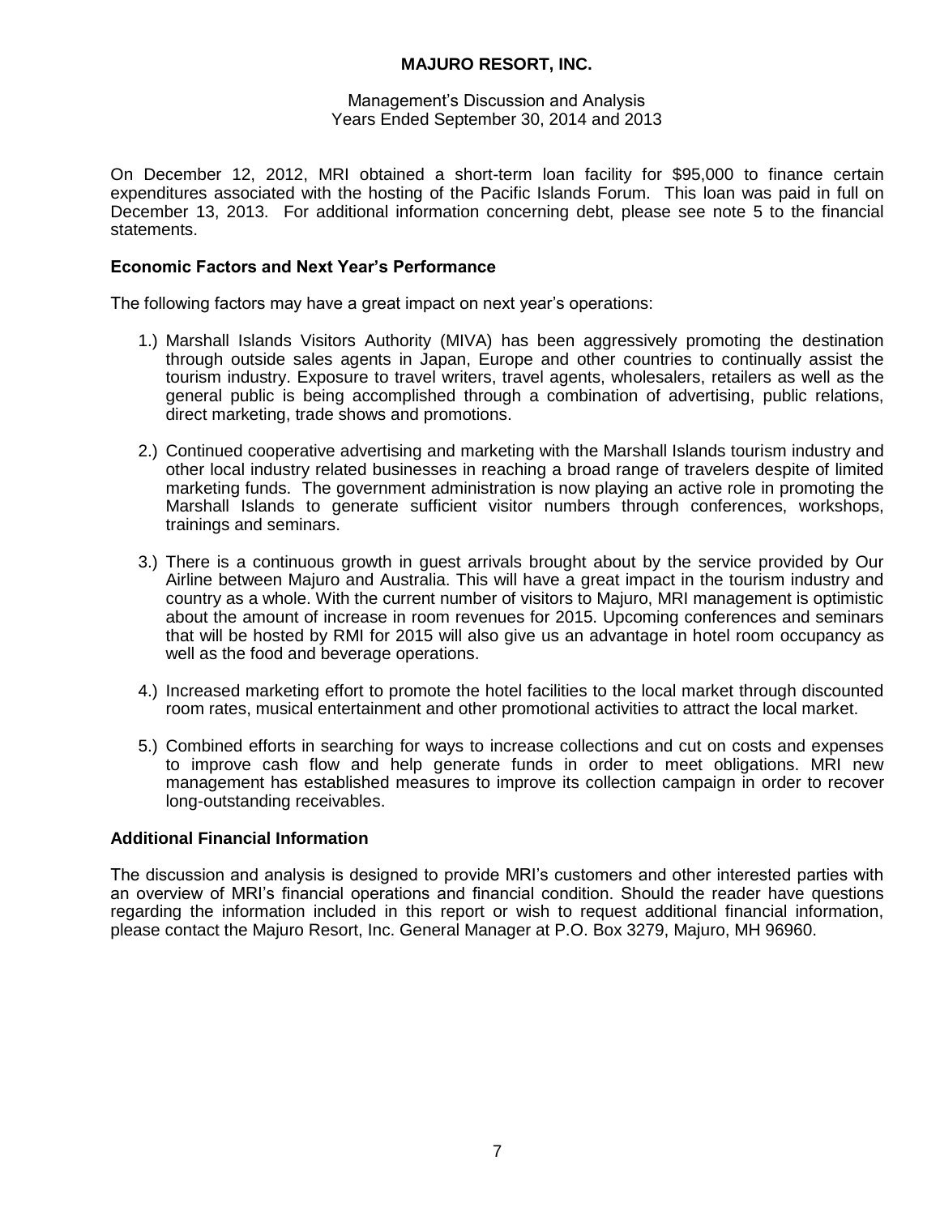On December 12, 2012, MRI obtained a short-term loan facility for $95,000 to finance certain expenditures associated with the hosting of the Pacific Islands Forum. This loan was paid in full on December 13, 2013. For additional information concerning debt, please see note 5 to the financial statements.

## Economic Factors and Next Year's Performance

The following factors may have a great impact on next year's operations:

1.) Marshall Islands Visitors Authority (MIVA) has been aggressively promoting the destination through outside sales agents in Japan, Europe and other countries to continually assist the tourism industry. Exposure to travel writers, travel agents, wholesalers, retailers as well as the general public is being accomplished through a combination of advertising, public relations, direct marketing, trade shows and promotions.

2.) Continued cooperative advertising and marketing with the Marshall Islands tourism industry and other local industry related businesses in reaching a broad range of travelers despite of limited marketing funds. The government administration is now playing an active role in promoting the Marshall Islands to generate sufficient visitor numbers through conferences, workshops, trainings and seminars.

3.) There is a continuous growth in guest arrivals brought about by the service provided by Our Airline between Majuro and Australia. This will have a great impact in the tourism industry and country as a whole. With the current number of visitors to Majuro, MRI management is optimistic about the amount of increase in room revenues for 2015. Upcoming conferences and seminars that will be hosted by RMI for 2015 will also give us an advantage in hotel room occupancy as well as the food and beverage operations.

4.) Increased marketing effort to promote the hotel facilities to the local market through discounted room rates, musical entertainment and other promotional activities to attract the local market.

5.) Combined efforts in searching for ways to increase collections and cut on costs and expenses to improve cash flow and help generate funds in order to meet obligations. MRI new management has established measures to improve its collection campaign in order to recover long-outstanding receivables.

## Additional Financial Information

The discussion and analysis is designed to provide MRI's customers and other interested parties with an overview of MRI's financial operations and financial condition. Should the reader have questions regarding the information included in this report or wish to request additional financial information, please contact the Majuro Resort, Inc. General Manager at P.O. Box 3279, Majuro, MH 96960.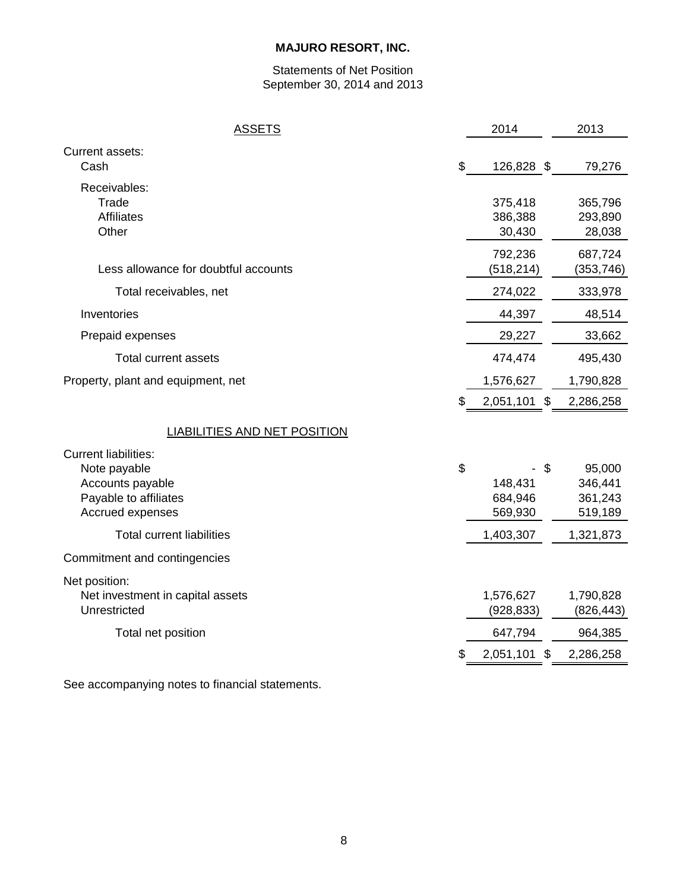# MAJURO RESORT, INC.

Statements of Net Position
September 30, 2014 and 2013

| ASSETS | 2014 | 2013 |
|---|---|---|
| Current assets: | | |
| Cash | $ 126,828 | $ 79,276 |
| Receivables: | | |
| Trade | 375,418 | 365,796 |
| Affiliates | 386,388 | 293,890 |
| Other | 30,430 | 28,038 |
| | 792,236 | 687,724 |
| Less allowance for doubtful accounts | (518,214) | (353,746) |
| Total receivables, net | 274,022 | 333,978 |
| Inventories | 44,397 | 48,514 |
| Prepaid expenses | 29,227 | 33,662 |
| Total current assets | 474,474 | 495,430 |
| Property, plant and equipment, net | 1,576,627 | 1,790,828 |
| | $ 2,051,101 | $ 2,286,258 |
| **LIABILITIES AND NET POSITION** | | |
| Current liabilities: | | |
| Note payable | $ - | $ 95,000 |
| Accounts payable | 148,431 | 346,441 |
| Payable to affiliates | 684,946 | 361,243 |
| Accrued expenses | 569,930 | 519,189 |
| Total current liabilities | 1,403,307 | 1,321,873 |
| Commitment and contingencies | | |
| Net position: | | |
| Net investment in capital assets | 1,576,627 | 1,790,828 |
| Unrestricted | (928,833) | (826,443) |
| Total net position | 647,794 | 964,385 |
| | $ 2,051,101 | $ 2,286,258 |

See accompanying notes to financial statements.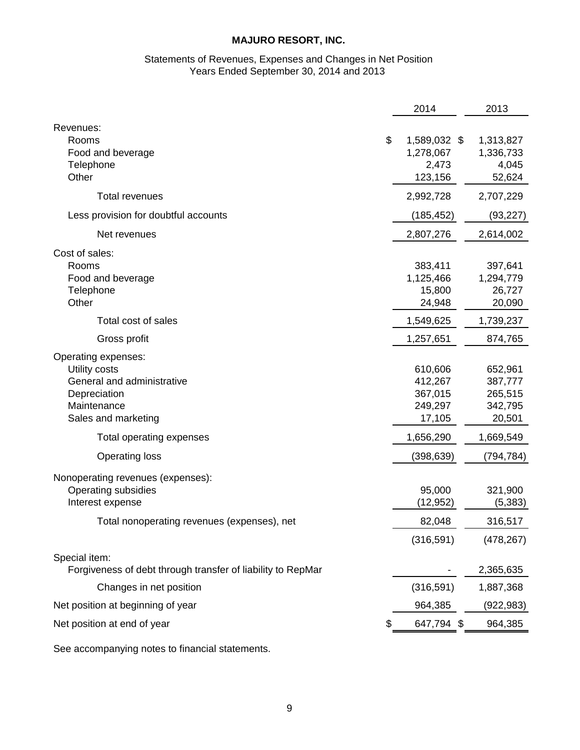# MAJURO RESORT, INC.

## Statements of Revenues, Expenses and Changes in Net Position
Years Ended September 30, 2014 and 2013

| | 2014 | 2013 |
|---|---|---|
| Revenues: | | |
| Rooms | $ 1,589,032 | $ 1,313,827 |
| Food and beverage | 1,278,067 | 1,336,733 |
| Telephone | 2,473 | 4,045 |
| Other | 123,156 | 52,624 |
| Total revenues | 2,992,728 | 2,707,229 |
| Less provision for doubtful accounts | (185,452) | (93,227) |
| Net revenues | 2,807,276 | 2,614,002 |
| Cost of sales: | | |
| Rooms | 383,411 | 397,641 |
| Food and beverage | 1,125,466 | 1,294,779 |
| Telephone | 15,800 | 26,727 |
| Other | 24,948 | 20,090 |
| Total cost of sales | 1,549,625 | 1,739,237 |
| Gross profit | 1,257,651 | 874,765 |
| Operating expenses: | | |
| Utility costs | 610,606 | 652,961 |
| General and administrative | 412,267 | 387,777 |
| Depreciation | 367,015 | 265,515 |
| Maintenance | 249,297 | 342,795 |
| Sales and marketing | 17,105 | 20,501 |
| Total operating expenses | 1,656,290 | 1,669,549 |
| Operating loss | (398,639) | (794,784) |
| Nonoperating revenues (expenses): | | |
| Operating subsidies | 95,000 | 321,900 |
| Interest expense | (12,952) | (5,383) |
| Total nonoperating revenues (expenses), net | 82,048 | 316,517 |
| | (316,591) | (478,267) |
| Special item: | | |
| Forgiveness of debt through transfer of liability to RepMar | - | 2,365,635 |
| Changes in net position | (316,591) | 1,887,368 |
| Net position at beginning of year | 964,385 | (922,983) |
| Net position at end of year | $ 647,794 | $ 964,385 |

See accompanying notes to financial statements.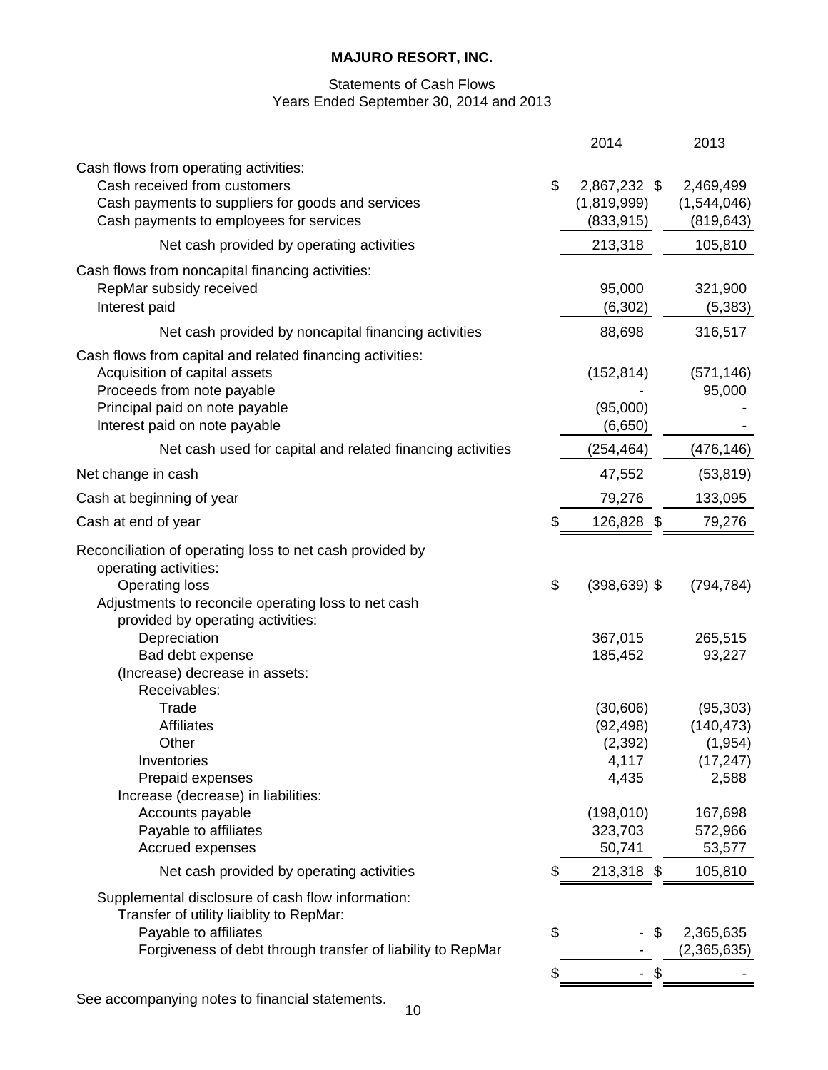# MAJURO RESORT, INC.

## Statements of Cash Flows
### Years Ended September 30, 2014 and 2013

| | 2014 | 2013 |
|---|---|---|
| Cash flows from operating activities: | | |
| Cash received from customers | $ 2,867,232 | $ 2,469,499 |
| Cash payments to suppliers for goods and services | (1,819,999) | (1,544,046) |
| Cash payments to employees for services | (833,915) | (819,643) |
| Net cash provided by operating activities | 213,318 | 105,810 |
| Cash flows from noncapital financing activities: | | |
| RepMar subsidy received | 95,000 | 321,900 |
| Interest paid | (6,302) | (5,383) |
| Net cash provided by noncapital financing activities | 88,698 | 316,517 |
| Cash flows from capital and related financing activities: | | |
| Acquisition of capital assets | (152,814) | (571,146) |
| Proceeds from note payable | - | 95,000 |
| Principal paid on note payable | (95,000) | - |
| Interest paid on note payable | (6,650) | - |
| Net cash used for capital and related financing activities | (254,464) | (476,146) |
| Net change in cash | 47,552 | (53,819) |
| Cash at beginning of year | 79,276 | 133,095 |
| Cash at end of year | $ 126,828 | $ 79,276 |
| Reconciliation of operating loss to net cash provided by operating activities: | | |
| Operating loss | $ (398,639) | $ (794,784) |
| Adjustments to reconcile operating loss to net cash provided by operating activities: | | |
| Depreciation | 367,015 | 265,515 |
| Bad debt expense | 185,452 | 93,227 |
| (Increase) decrease in assets: | | |
| Receivables: | | |
| Trade | (30,606) | (95,303) |
| Affiliates | (92,498) | (140,473) |
| Other | (2,392) | (1,954) |
| Inventories | 4,117 | (17,247) |
| Prepaid expenses | 4,435 | 2,588 |
| Increase (decrease) in liabilities: | | |
| Accounts payable | (198,010) | 167,698 |
| Payable to affiliates | 323,703 | 572,966 |
| Accrued expenses | 50,741 | 53,577 |
| Net cash provided by operating activities | $ 213,318 | $ 105,810 |
| Supplemental disclosure of cash flow information: | | |
| Transfer of utility liaiblity to RepMar: | | |
| Payable to affiliates | $ - | $ 2,365,635 |
| Forgiveness of debt through transfer of liability to RepMar | - | (2,365,635) |
| | $ - | $ - |

See accompanying notes to financial statements.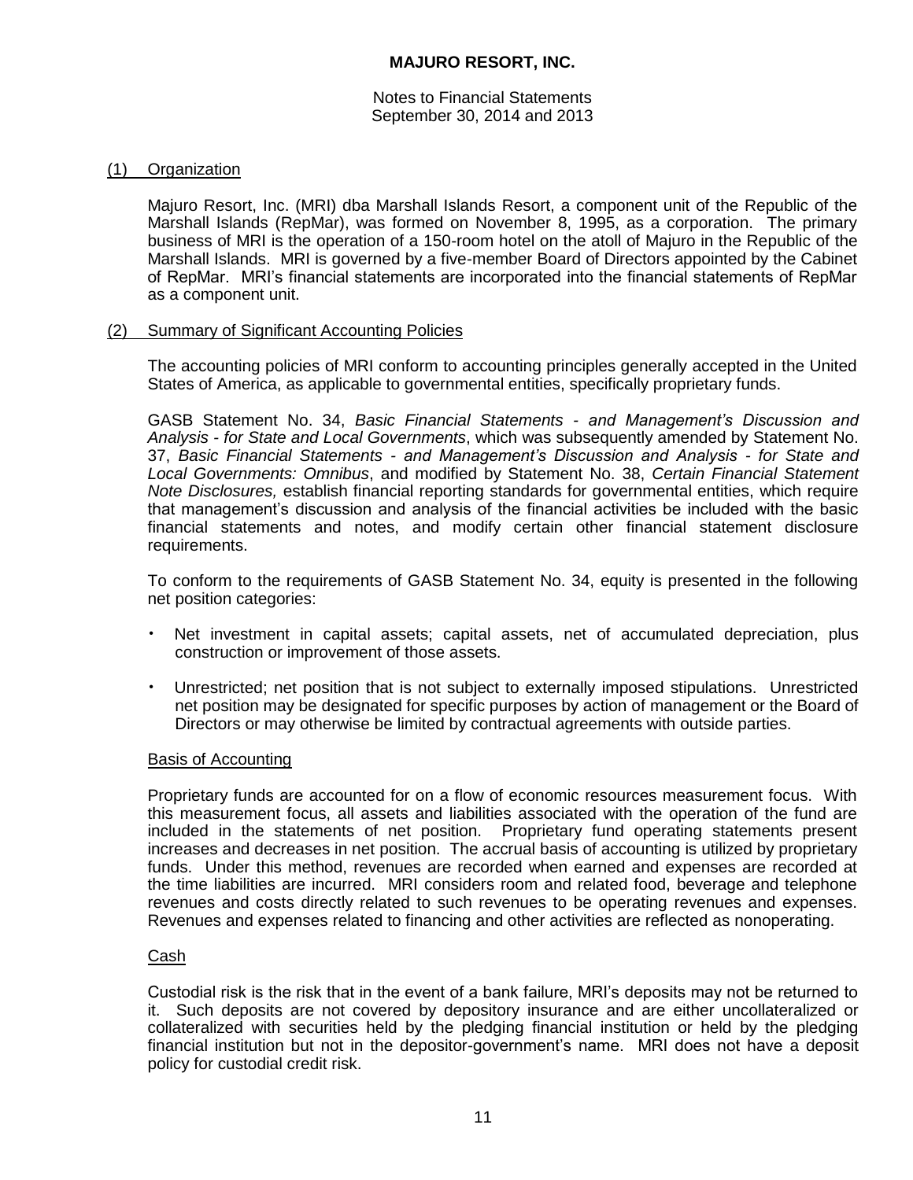# MAJURO RESORT, INC.

Notes to Financial Statements
September 30, 2014 and 2013

## (1) Organization

Majuro Resort, Inc. (MRI) dba Marshall Islands Resort, a component unit of the Republic of the Marshall Islands (RepMar), was formed on November 8, 1995, as a corporation. The primary business of MRI is the operation of a 150-room hotel on the atoll of Majuro in the Republic of the Marshall Islands. MRI is governed by a five-member Board of Directors appointed by the Cabinet of RepMar. MRI's financial statements are incorporated into the financial statements of RepMar as a component unit.

## (2) Summary of Significant Accounting Policies

The accounting policies of MRI conform to accounting principles generally accepted in the United States of America, as applicable to governmental entities, specifically proprietary funds.

GASB Statement No. 34, *Basic Financial Statements - and Management's Discussion and Analysis - for State and Local Governments*, which was subsequently amended by Statement No. 37, *Basic Financial Statements - and Management's Discussion and Analysis - for State and Local Governments: Omnibus*, and modified by Statement No. 38, *Certain Financial Statement Note Disclosures,* establish financial reporting standards for governmental entities, which require that management's discussion and analysis of the financial activities be included with the basic financial statements and notes, and modify certain other financial statement disclosure requirements.

To conform to the requirements of GASB Statement No. 34, equity is presented in the following net position categories:

- Net investment in capital assets; capital assets, net of accumulated depreciation, plus construction or improvement of those assets.
- Unrestricted; net position that is not subject to externally imposed stipulations. Unrestricted net position may be designated for specific purposes by action of management or the Board of Directors or may otherwise be limited by contractual agreements with outside parties.

### Basis of Accounting

Proprietary funds are accounted for on a flow of economic resources measurement focus. With this measurement focus, all assets and liabilities associated with the operation of the fund are included in the statements of net position. Proprietary fund operating statements present increases and decreases in net position. The accrual basis of accounting is utilized by proprietary funds. Under this method, revenues are recorded when earned and expenses are recorded at the time liabilities are incurred. MRI considers room and related food, beverage and telephone revenues and costs directly related to such revenues to be operating revenues and expenses. Revenues and expenses related to financing and other activities are reflected as nonoperating.

### Cash

Custodial risk is the risk that in the event of a bank failure, MRI's deposits may not be returned to it. Such deposits are not covered by depository insurance and are either uncollateralized or collateralized with securities held by the pledging financial institution or held by the pledging financial institution but not in the depositor-government's name. MRI does not have a deposit policy for custodial credit risk.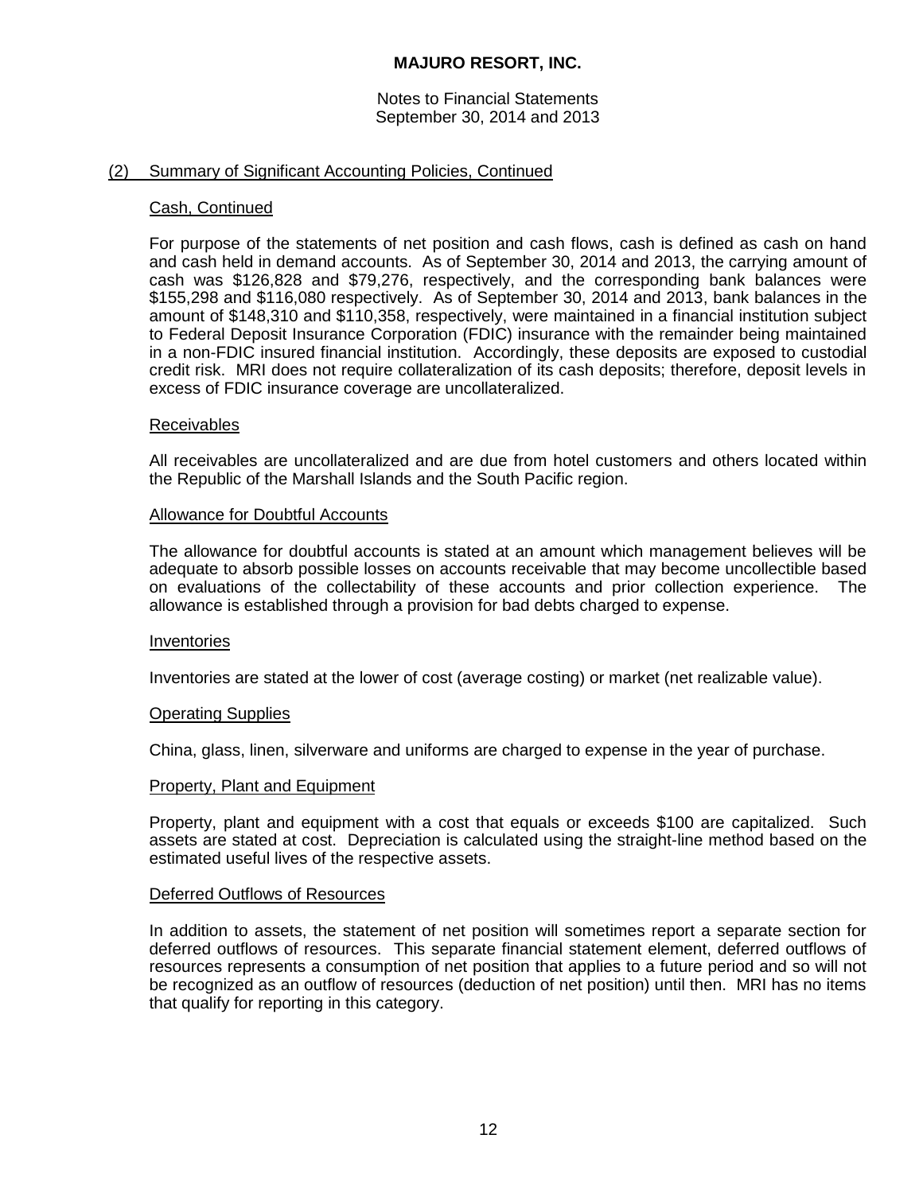**MAJURO RESORT, INC.**

Notes to Financial Statements
September 30, 2014 and 2013

## (2) Summary of Significant Accounting Policies, Continued

### Cash, Continued

For purpose of the statements of net position and cash flows, cash is defined as cash on hand and cash held in demand accounts. As of September 30, 2014 and 2013, the carrying amount of cash was $126,828 and $79,276, respectively, and the corresponding bank balances were $155,298 and $116,080 respectively. As of September 30, 2014 and 2013, bank balances in the amount of $148,310 and $110,358, respectively, were maintained in a financial institution subject to Federal Deposit Insurance Corporation (FDIC) insurance with the remainder being maintained in a non-FDIC insured financial institution. Accordingly, these deposits are exposed to custodial credit risk. MRI does not require collateralization of its cash deposits; therefore, deposit levels in excess of FDIC insurance coverage are uncollateralized.

### Receivables

All receivables are uncollateralized and are due from hotel customers and others located within the Republic of the Marshall Islands and the South Pacific region.

### Allowance for Doubtful Accounts

The allowance for doubtful accounts is stated at an amount which management believes will be adequate to absorb possible losses on accounts receivable that may become uncollectible based on evaluations of the collectability of these accounts and prior collection experience. The allowance is established through a provision for bad debts charged to expense.

### Inventories

Inventories are stated at the lower of cost (average costing) or market (net realizable value).

### Operating Supplies

China, glass, linen, silverware and uniforms are charged to expense in the year of purchase.

### Property, Plant and Equipment

Property, plant and equipment with a cost that equals or exceeds $100 are capitalized. Such assets are stated at cost. Depreciation is calculated using the straight-line method based on the estimated useful lives of the respective assets.

### Deferred Outflows of Resources

In addition to assets, the statement of net position will sometimes report a separate section for deferred outflows of resources. This separate financial statement element, deferred outflows of resources represents a consumption of net position that applies to a future period and so will not be recognized as an outflow of resources (deduction of net position) until then. MRI has no items that qualify for reporting in this category.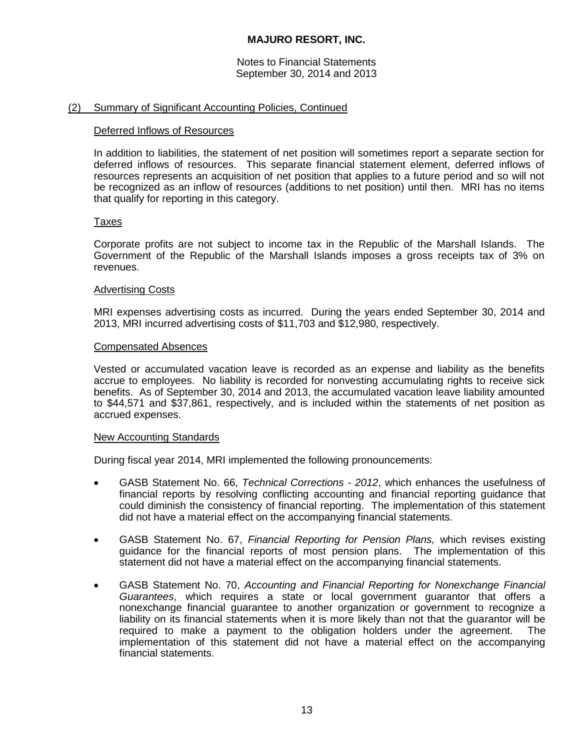## (2) Summary of Significant Accounting Policies, Continued

### Deferred Inflows of Resources

In addition to liabilities, the statement of net position will sometimes report a separate section for deferred inflows of resources. This separate financial statement element, deferred inflows of resources represents an acquisition of net position that applies to a future period and so will not be recognized as an inflow of resources (additions to net position) until then. MRI has no items that qualify for reporting in this category.

### Taxes

Corporate profits are not subject to income tax in the Republic of the Marshall Islands. The Government of the Republic of the Marshall Islands imposes a gross receipts tax of 3% on revenues.

### Advertising Costs

MRI expenses advertising costs as incurred. During the years ended September 30, 2014 and 2013, MRI incurred advertising costs of $11,703 and $12,980, respectively.

### Compensated Absences

Vested or accumulated vacation leave is recorded as an expense and liability as the benefits accrue to employees. No liability is recorded for nonvesting accumulating rights to receive sick benefits. As of September 30, 2014 and 2013, the accumulated vacation leave liability amounted to $44,571 and $37,861, respectively, and is included within the statements of net position as accrued expenses.

### New Accounting Standards

During fiscal year 2014, MRI implemented the following pronouncements:

- GASB Statement No. 66, *Technical Corrections - 2012*, which enhances the usefulness of financial reports by resolving conflicting accounting and financial reporting guidance that could diminish the consistency of financial reporting. The implementation of this statement did not have a material effect on the accompanying financial statements.
- GASB Statement No. 67, *Financial Reporting for Pension Plans,* which revises existing guidance for the financial reports of most pension plans. The implementation of this statement did not have a material effect on the accompanying financial statements.
- GASB Statement No. 70, *Accounting and Financial Reporting for Nonexchange Financial Guarantees*, which requires a state or local government guarantor that offers a nonexchange financial guarantee to another organization or government to recognize a liability on its financial statements when it is more likely than not that the guarantor will be required to make a payment to the obligation holders under the agreement. The implementation of this statement did not have a material effect on the accompanying financial statements.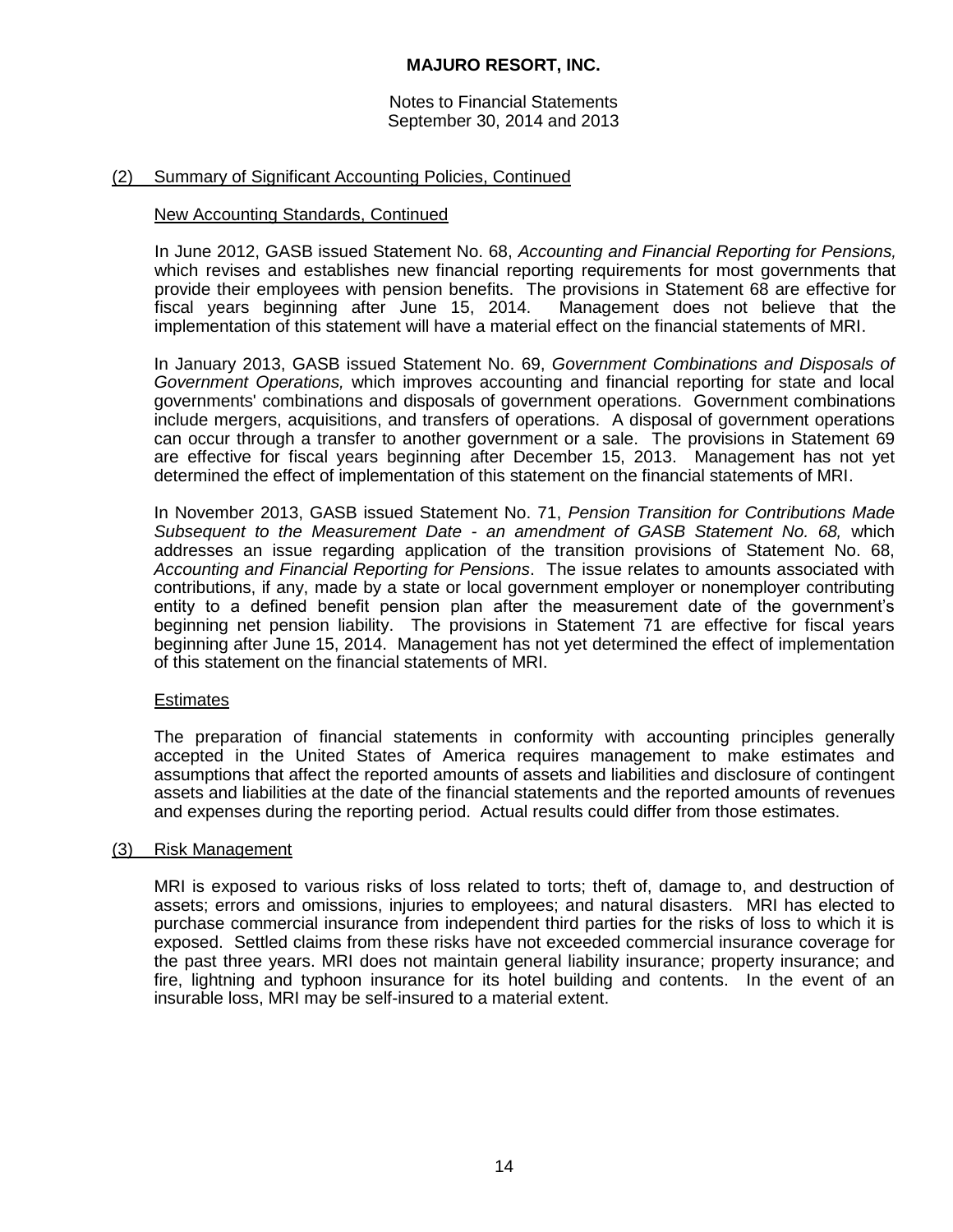## (2) Summary of Significant Accounting Policies, Continued

### New Accounting Standards, Continued

In June 2012, GASB issued Statement No. 68, *Accounting and Financial Reporting for Pensions,* which revises and establishes new financial reporting requirements for most governments that provide their employees with pension benefits. The provisions in Statement 68 are effective for fiscal years beginning after June 15, 2014. Management does not believe that the implementation of this statement will have a material effect on the financial statements of MRI.

In January 2013, GASB issued Statement No. 69, *Government Combinations and Disposals of Government Operations,* which improves accounting and financial reporting for state and local governments' combinations and disposals of government operations. Government combinations include mergers, acquisitions, and transfers of operations. A disposal of government operations can occur through a transfer to another government or a sale. The provisions in Statement 69 are effective for fiscal years beginning after December 15, 2013. Management has not yet determined the effect of implementation of this statement on the financial statements of MRI.

In November 2013, GASB issued Statement No. 71, *Pension Transition for Contributions Made Subsequent to the Measurement Date - an amendment of GASB Statement No. 68,* which addresses an issue regarding application of the transition provisions of Statement No. 68, *Accounting and Financial Reporting for Pensions*. The issue relates to amounts associated with contributions, if any, made by a state or local government employer or nonemployer contributing entity to a defined benefit pension plan after the measurement date of the government's beginning net pension liability. The provisions in Statement 71 are effective for fiscal years beginning after June 15, 2014. Management has not yet determined the effect of implementation of this statement on the financial statements of MRI.

### Estimates

The preparation of financial statements in conformity with accounting principles generally accepted in the United States of America requires management to make estimates and assumptions that affect the reported amounts of assets and liabilities and disclosure of contingent assets and liabilities at the date of the financial statements and the reported amounts of revenues and expenses during the reporting period. Actual results could differ from those estimates.

## (3) Risk Management

MRI is exposed to various risks of loss related to torts; theft of, damage to, and destruction of assets; errors and omissions, injuries to employees; and natural disasters. MRI has elected to purchase commercial insurance from independent third parties for the risks of loss to which it is exposed. Settled claims from these risks have not exceeded commercial insurance coverage for the past three years. MRI does not maintain general liability insurance; property insurance; and fire, lightning and typhoon insurance for its hotel building and contents. In the event of an insurable loss, MRI may be self-insured to a material extent.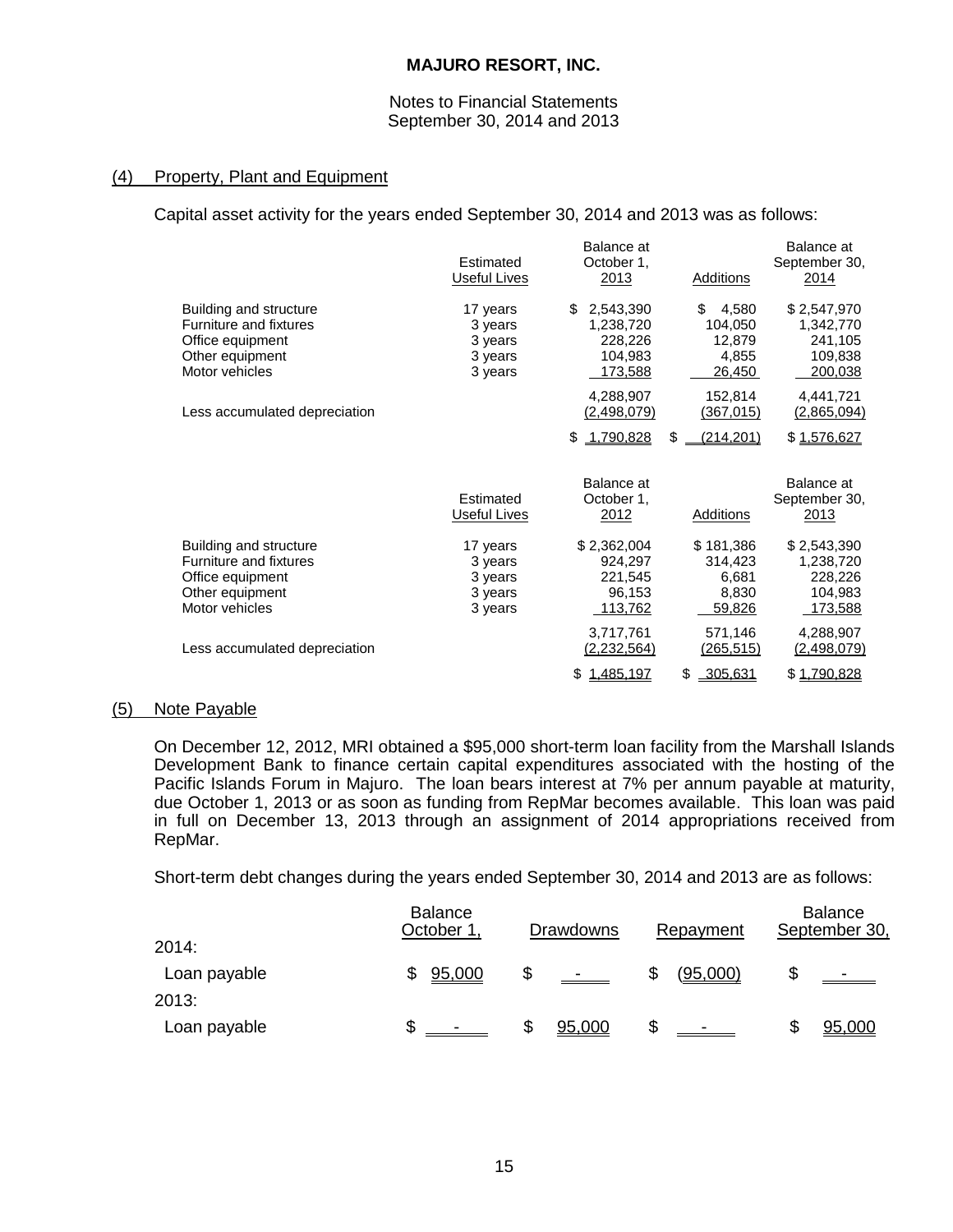**MAJURO RESORT, INC.**

Notes to Financial Statements
September 30, 2014 and 2013

## (4) Property, Plant and Equipment

Capital asset activity for the years ended September 30, 2014 and 2013 was as follows:

| | Estimated Useful Lives | Balance at October 1, 2013 | Additions | Balance at September 30, 2014 |
|---|---|---|---|---|
| Building and structure | 17 years | $ 2,543,390 | $ 4,580 | $ 2,547,970 |
| Furniture and fixtures | 3 years | 1,238,720 | 104,050 | 1,342,770 |
| Office equipment | 3 years | 228,226 | 12,879 | 241,105 |
| Other equipment | 3 years | 104,983 | 4,855 | 109,838 |
| Motor vehicles | 3 years | 173,588 | 26,450 | 200,038 |
| | | 4,288,907 | 152,814 | 4,441,721 |
| Less accumulated depreciation | | (2,498,079) | (367,015) | (2,865,094) |
| | | $ 1,790,828 | $ (214,201) | $ 1,576,627 |

| | Estimated Useful Lives | Balance at October 1, 2012 | Additions | Balance at September 30, 2013 |
|---|---|---|---|---|
| Building and structure | 17 years | $ 2,362,004 | $ 181,386 | $ 2,543,390 |
| Furniture and fixtures | 3 years | 924,297 | 314,423 | 1,238,720 |
| Office equipment | 3 years | 221,545 | 6,681 | 228,226 |
| Other equipment | 3 years | 96,153 | 8,830 | 104,983 |
| Motor vehicles | 3 years | 113,762 | 59,826 | 173,588 |
| | | 3,717,761 | 571,146 | 4,288,907 |
| Less accumulated depreciation | | (2,232,564) | (265,515) | (2,498,079) |
| | | $ 1,485,197 | $ 305,631 | $ 1,790,828 |

## (5) Note Payable

On December 12, 2012, MRI obtained a $95,000 short-term loan facility from the Marshall Islands Development Bank to finance certain capital expenditures associated with the hosting of the Pacific Islands Forum in Majuro. The loan bears interest at 7% per annum payable at maturity, due October 1, 2013 or as soon as funding from RepMar becomes available. This loan was paid in full on December 13, 2013 through an assignment of 2014 appropriations received from RepMar.

Short-term debt changes during the years ended September 30, 2014 and 2013 are as follows:

| | Balance October 1, | Drawdowns | Repayment | Balance September 30, |
|---|---|---|---|---|
| 2014: | | | | |
| Loan payable | $ 95,000 | $ - | $ (95,000) | $ - |
| 2013: | | | | |
| Loan payable | $ - | $ 95,000 | $ - | $ 95,000 |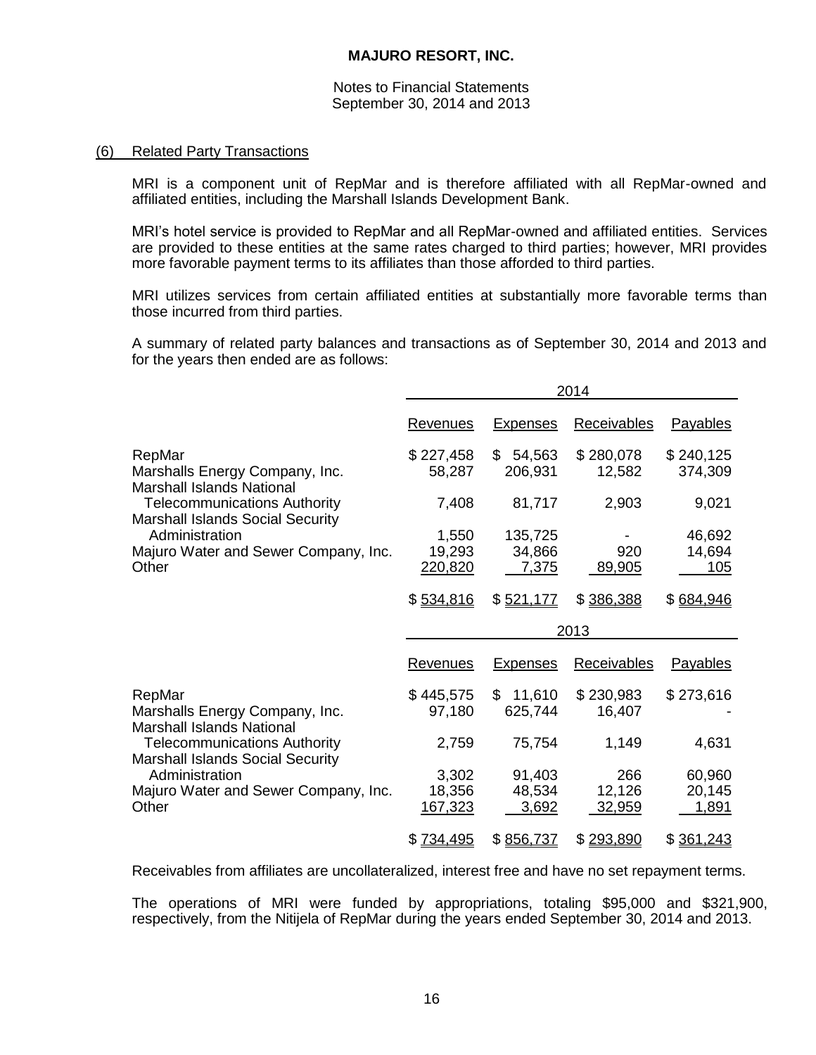**MAJURO RESORT, INC.**

Notes to Financial Statements
September 30, 2014 and 2013

## (6) Related Party Transactions

MRI is a component unit of RepMar and is therefore affiliated with all RepMar-owned and affiliated entities, including the Marshall Islands Development Bank.

MRI's hotel service is provided to RepMar and all RepMar-owned and affiliated entities. Services are provided to these entities at the same rates charged to third parties; however, MRI provides more favorable payment terms to its affiliates than those afforded to third parties.

MRI utilizes services from certain affiliated entities at substantially more favorable terms than those incurred from third parties.

A summary of related party balances and transactions as of September 30, 2014 and 2013 and for the years then ended are as follows:

| | 2014 | | | |
|---|---|---|---|---|
| | Revenues | Expenses | Receivables | Payables |
| RepMar | $ 227,458 | $ 54,563 | $ 280,078 | $ 240,125 |
| Marshalls Energy Company, Inc. | 58,287 | 206,931 | 12,582 | 374,309 |
| Marshall Islands National Telecommunications Authority | 7,408 | 81,717 | 2,903 | 9,021 |
| Marshall Islands Social Security Administration | 1,550 | 135,725 | - | 46,692 |
| Majuro Water and Sewer Company, Inc. | 19,293 | 34,866 | 920 | 14,694 |
| Other | 220,820 | 7,375 | 89,905 | 105 |
| | $ 534,816 | $ 521,177 | $ 386,388 | $ 684,946 |

| | 2013 | | | |
|---|---|---|---|---|
| | Revenues | Expenses | Receivables | Payables |
| RepMar | $ 445,575 | $ 11,610 | $ 230,983 | $ 273,616 |
| Marshalls Energy Company, Inc. | 97,180 | 625,744 | 16,407 | - |
| Marshall Islands National Telecommunications Authority | 2,759 | 75,754 | 1,149 | 4,631 |
| Marshall Islands Social Security Administration | 3,302 | 91,403 | 266 | 60,960 |
| Majuro Water and Sewer Company, Inc. | 18,356 | 48,534 | 12,126 | 20,145 |
| Other | 167,323 | 3,692 | 32,959 | 1,891 |
| | $ 734,495 | $ 856,737 | $ 293,890 | $ 361,243 |

Receivables from affiliates are uncollateralized, interest free and have no set repayment terms.

The operations of MRI were funded by appropriations, totaling $95,000 and $321,900, respectively, from the Nitijela of RepMar during the years ended September 30, 2014 and 2013.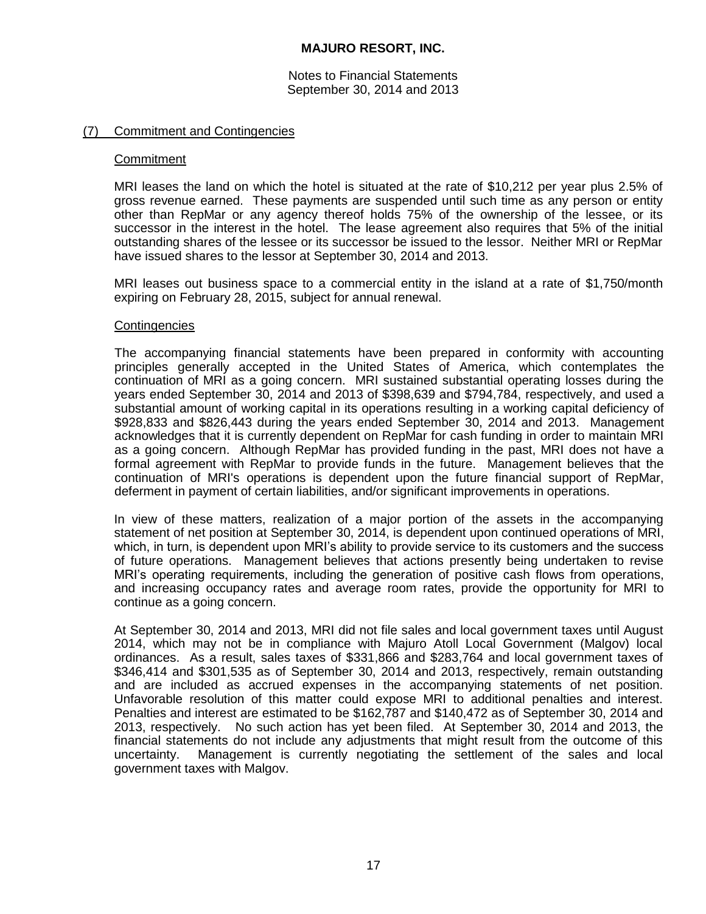# MAJURO RESORT, INC.

Notes to Financial Statements
September 30, 2014 and 2013

## (7) Commitment and Contingencies

### Commitment

MRI leases the land on which the hotel is situated at the rate of $10,212 per year plus 2.5% of gross revenue earned. These payments are suspended until such time as any person or entity other than RepMar or any agency thereof holds 75% of the ownership of the lessee, or its successor in the interest in the hotel. The lease agreement also requires that 5% of the initial outstanding shares of the lessee or its successor be issued to the lessor. Neither MRI or RepMar have issued shares to the lessor at September 30, 2014 and 2013.

MRI leases out business space to a commercial entity in the island at a rate of $1,750/month expiring on February 28, 2015, subject for annual renewal.

### Contingencies

The accompanying financial statements have been prepared in conformity with accounting principles generally accepted in the United States of America, which contemplates the continuation of MRI as a going concern. MRI sustained substantial operating losses during the years ended September 30, 2014 and 2013 of $398,639 and $794,784, respectively, and used a substantial amount of working capital in its operations resulting in a working capital deficiency of $928,833 and $826,443 during the years ended September 30, 2014 and 2013. Management acknowledges that it is currently dependent on RepMar for cash funding in order to maintain MRI as a going concern. Although RepMar has provided funding in the past, MRI does not have a formal agreement with RepMar to provide funds in the future. Management believes that the continuation of MRI's operations is dependent upon the future financial support of RepMar, deferment in payment of certain liabilities, and/or significant improvements in operations.

In view of these matters, realization of a major portion of the assets in the accompanying statement of net position at September 30, 2014, is dependent upon continued operations of MRI, which, in turn, is dependent upon MRI's ability to provide service to its customers and the success of future operations. Management believes that actions presently being undertaken to revise MRI's operating requirements, including the generation of positive cash flows from operations, and increasing occupancy rates and average room rates, provide the opportunity for MRI to continue as a going concern.

At September 30, 2014 and 2013, MRI did not file sales and local government taxes until August 2014, which may not be in compliance with Majuro Atoll Local Government (Malgov) local ordinances. As a result, sales taxes of $331,866 and $283,764 and local government taxes of $346,414 and $301,535 as of September 30, 2014 and 2013, respectively, remain outstanding and are included as accrued expenses in the accompanying statements of net position. Unfavorable resolution of this matter could expose MRI to additional penalties and interest. Penalties and interest are estimated to be $162,787 and $140,472 as of September 30, 2014 and 2013, respectively. No such action has yet been filed. At September 30, 2014 and 2013, the financial statements do not include any adjustments that might result from the outcome of this uncertainty. Management is currently negotiating the settlement of the sales and local government taxes with Malgov.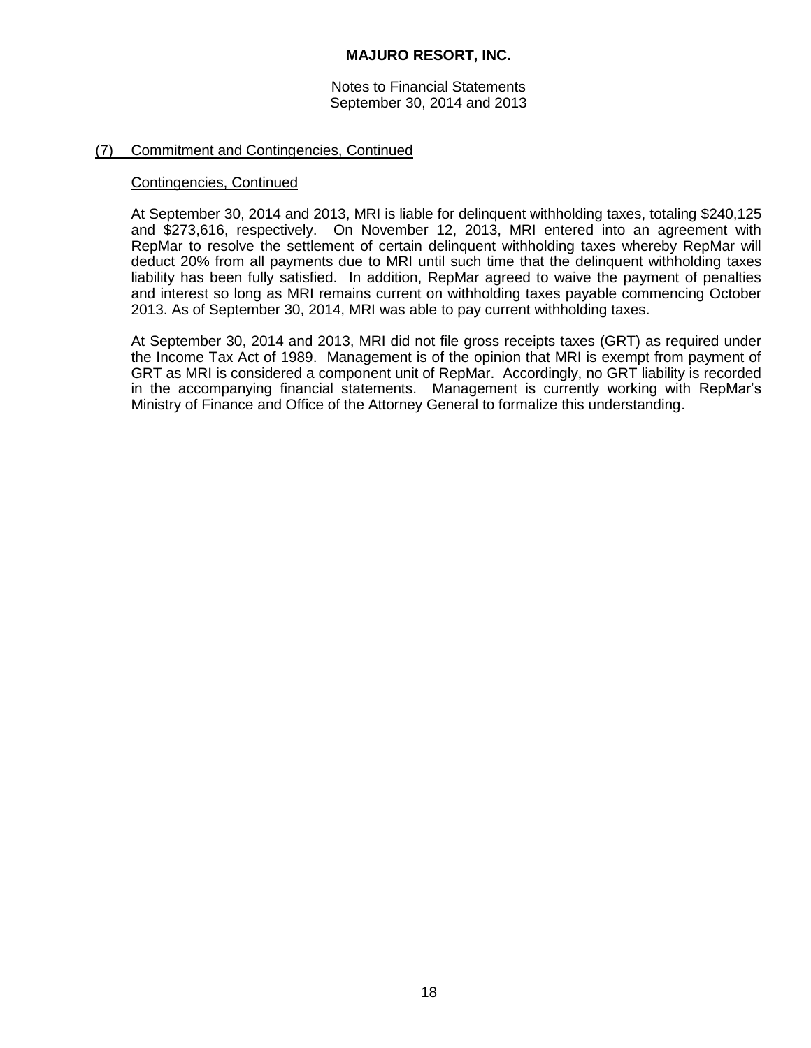## (7) Commitment and Contingencies, Continued

### Contingencies, Continued

At September 30, 2014 and 2013, MRI is liable for delinquent withholding taxes, totaling $240,125 and $273,616, respectively. On November 12, 2013, MRI entered into an agreement with RepMar to resolve the settlement of certain delinquent withholding taxes whereby RepMar will deduct 20% from all payments due to MRI until such time that the delinquent withholding taxes liability has been fully satisfied. In addition, RepMar agreed to waive the payment of penalties and interest so long as MRI remains current on withholding taxes payable commencing October 2013. As of September 30, 2014, MRI was able to pay current withholding taxes.

At September 30, 2014 and 2013, MRI did not file gross receipts taxes (GRT) as required under the Income Tax Act of 1989. Management is of the opinion that MRI is exempt from payment of GRT as MRI is considered a component unit of RepMar. Accordingly, no GRT liability is recorded in the accompanying financial statements. Management is currently working with RepMar's Ministry of Finance and Office of the Attorney General to formalize this understanding.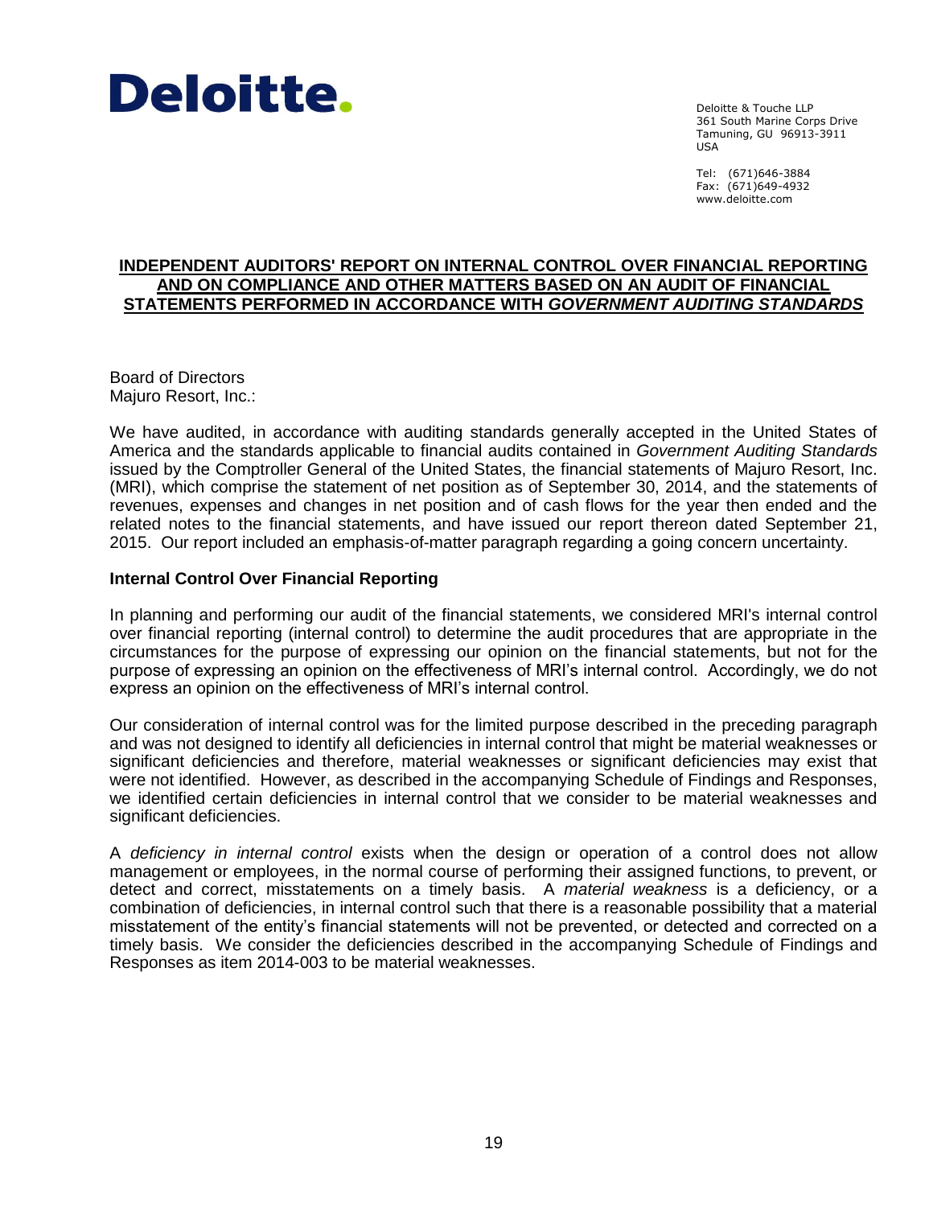Deloitte.

Deloitte & Touche LLP
361 South Marine Corps Drive
Tamuning, GU 96913-3911
USA

Tel: (671)646-3884
Fax: (671)649-4932
www.deloitte.com

# INDEPENDENT AUDITORS' REPORT ON INTERNAL CONTROL OVER FINANCIAL REPORTING AND ON COMPLIANCE AND OTHER MATTERS BASED ON AN AUDIT OF FINANCIAL STATEMENTS PERFORMED IN ACCORDANCE WITH *GOVERNMENT AUDITING STANDARDS*

Board of Directors
Majuro Resort, Inc.:

We have audited, in accordance with auditing standards generally accepted in the United States of America and the standards applicable to financial audits contained in *Government Auditing Standards* issued by the Comptroller General of the United States, the financial statements of Majuro Resort, Inc. (MRI), which comprise the statement of net position as of September 30, 2014, and the statements of revenues, expenses and changes in net position and of cash flows for the year then ended and the related notes to the financial statements, and have issued our report thereon dated September 21, 2015. Our report included an emphasis-of-matter paragraph regarding a going concern uncertainty.

**Internal Control Over Financial Reporting**

In planning and performing our audit of the financial statements, we considered MRI's internal control over financial reporting (internal control) to determine the audit procedures that are appropriate in the circumstances for the purpose of expressing our opinion on the financial statements, but not for the purpose of expressing an opinion on the effectiveness of MRI's internal control. Accordingly, we do not express an opinion on the effectiveness of MRI's internal control.

Our consideration of internal control was for the limited purpose described in the preceding paragraph and was not designed to identify all deficiencies in internal control that might be material weaknesses or significant deficiencies and therefore, material weaknesses or significant deficiencies may exist that were not identified. However, as described in the accompanying Schedule of Findings and Responses, we identified certain deficiencies in internal control that we consider to be material weaknesses and significant deficiencies.

A *deficiency in internal control* exists when the design or operation of a control does not allow management or employees, in the normal course of performing their assigned functions, to prevent, or detect and correct, misstatements on a timely basis. A *material weakness* is a deficiency, or a combination of deficiencies, in internal control such that there is a reasonable possibility that a material misstatement of the entity's financial statements will not be prevented, or detected and corrected on a timely basis. We consider the deficiencies described in the accompanying Schedule of Findings and Responses as item 2014-003 to be material weaknesses.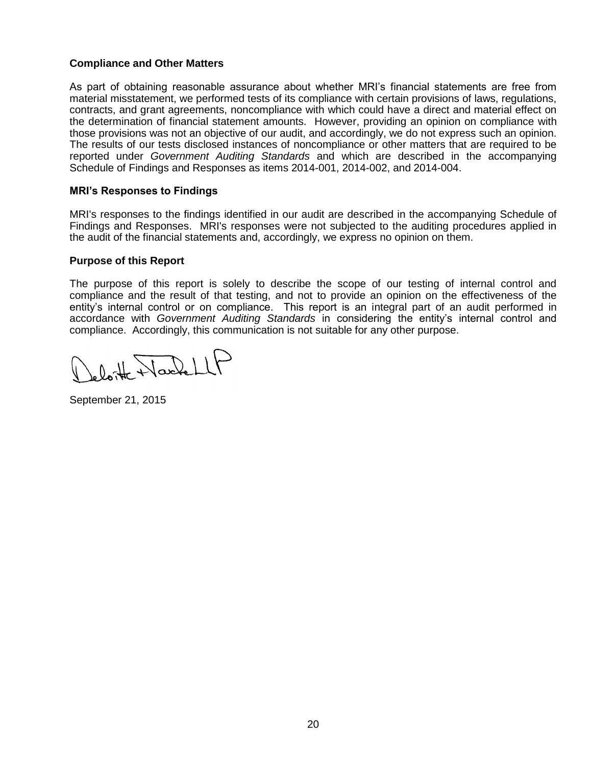## Compliance and Other Matters

As part of obtaining reasonable assurance about whether MRI's financial statements are free from material misstatement, we performed tests of its compliance with certain provisions of laws, regulations, contracts, and grant agreements, noncompliance with which could have a direct and material effect on the determination of financial statement amounts. However, providing an opinion on compliance with those provisions was not an objective of our audit, and accordingly, we do not express such an opinion. The results of our tests disclosed instances of noncompliance or other matters that are required to be reported under *Government Auditing Standards* and which are described in the accompanying Schedule of Findings and Responses as items 2014-001, 2014-002, and 2014-004.

## MRI's Responses to Findings

MRI's responses to the findings identified in our audit are described in the accompanying Schedule of Findings and Responses. MRI's responses were not subjected to the auditing procedures applied in the audit of the financial statements and, accordingly, we express no opinion on them.

## Purpose of this Report

The purpose of this report is solely to describe the scope of our testing of internal control and compliance and the result of that testing, and not to provide an opinion on the effectiveness of the entity's internal control or on compliance. This report is an integral part of an audit performed in accordance with *Government Auditing Standards* in considering the entity's internal control and compliance. Accordingly, this communication is not suitable for any other purpose.

Deloitte & Touche LLP

September 21, 2015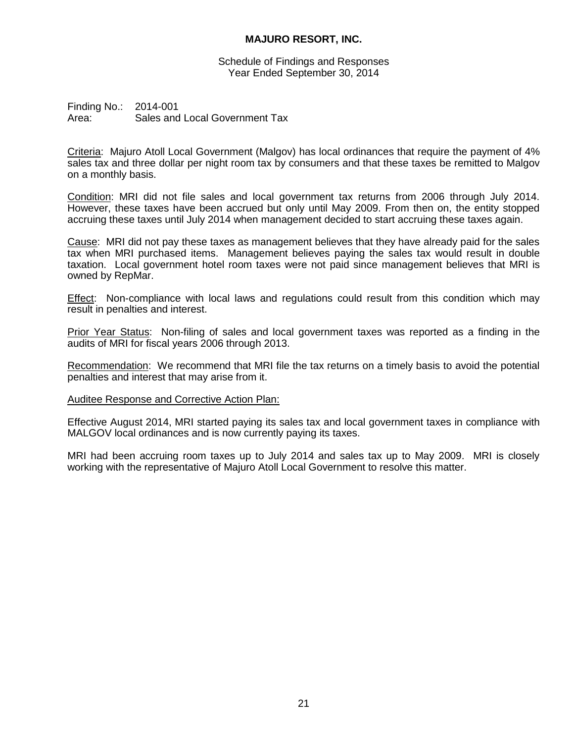# MAJURO RESORT, INC.

Schedule of Findings and Responses
Year Ended September 30, 2014

Finding No.: 2014-001
Area: Sales and Local Government Tax

Criteria: Majuro Atoll Local Government (Malgov) has local ordinances that require the payment of 4% sales tax and three dollar per night room tax by consumers and that these taxes be remitted to Malgov on a monthly basis.

Condition: MRI did not file sales and local government tax returns from 2006 through July 2014. However, these taxes have been accrued but only until May 2009. From then on, the entity stopped accruing these taxes until July 2014 when management decided to start accruing these taxes again.

Cause: MRI did not pay these taxes as management believes that they have already paid for the sales tax when MRI purchased items. Management believes paying the sales tax would result in double taxation. Local government hotel room taxes were not paid since management believes that MRI is owned by RepMar.

Effect: Non-compliance with local laws and regulations could result from this condition which may result in penalties and interest.

Prior Year Status: Non-filing of sales and local government taxes was reported as a finding in the audits of MRI for fiscal years 2006 through 2013.

Recommendation: We recommend that MRI file the tax returns on a timely basis to avoid the potential penalties and interest that may arise from it.

Auditee Response and Corrective Action Plan:

Effective August 2014, MRI started paying its sales tax and local government taxes in compliance with MALGOV local ordinances and is now currently paying its taxes.

MRI had been accruing room taxes up to July 2014 and sales tax up to May 2009. MRI is closely working with the representative of Majuro Atoll Local Government to resolve this matter.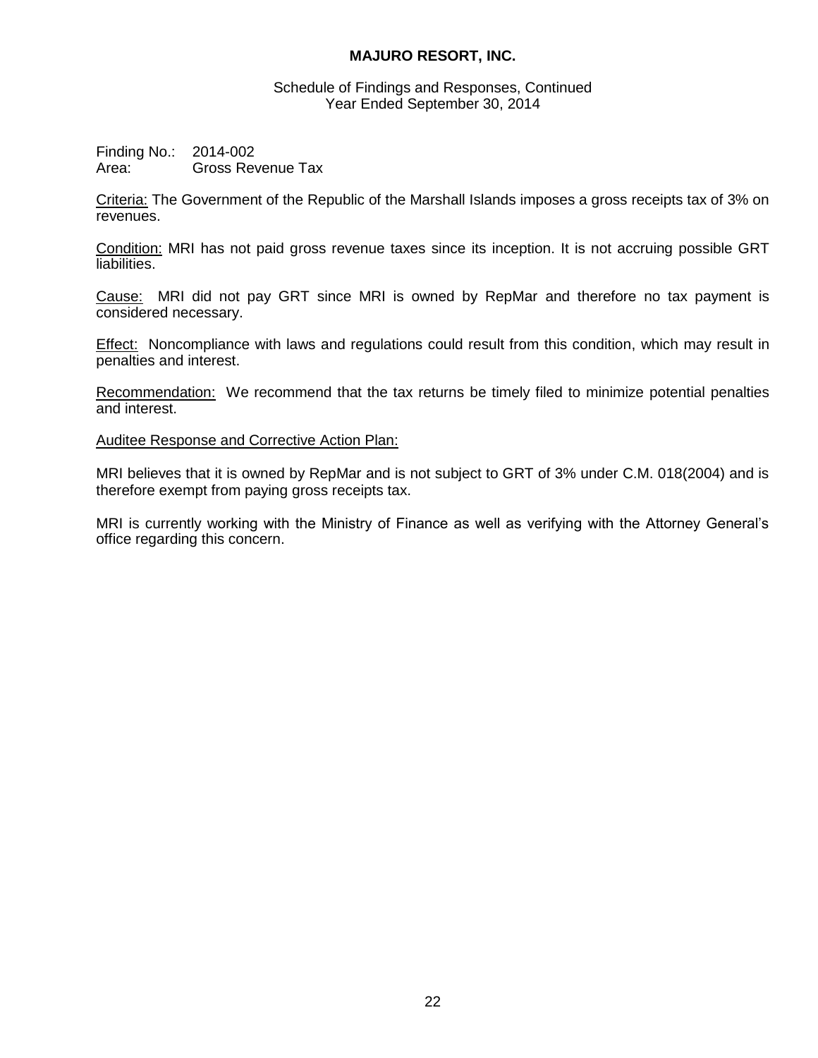# MAJURO RESORT, INC.

Schedule of Findings and Responses, Continued
Year Ended September 30, 2014

Finding No.: 2014-002
Area: Gross Revenue Tax

Criteria: The Government of the Republic of the Marshall Islands imposes a gross receipts tax of 3% on revenues.

Condition: MRI has not paid gross revenue taxes since its inception. It is not accruing possible GRT liabilities.

Cause: MRI did not pay GRT since MRI is owned by RepMar and therefore no tax payment is considered necessary.

Effect: Noncompliance with laws and regulations could result from this condition, which may result in penalties and interest.

Recommendation: We recommend that the tax returns be timely filed to minimize potential penalties and interest.

Auditee Response and Corrective Action Plan:

MRI believes that it is owned by RepMar and is not subject to GRT of 3% under C.M. 018(2004) and is therefore exempt from paying gross receipts tax.

MRI is currently working with the Ministry of Finance as well as verifying with the Attorney General's office regarding this concern.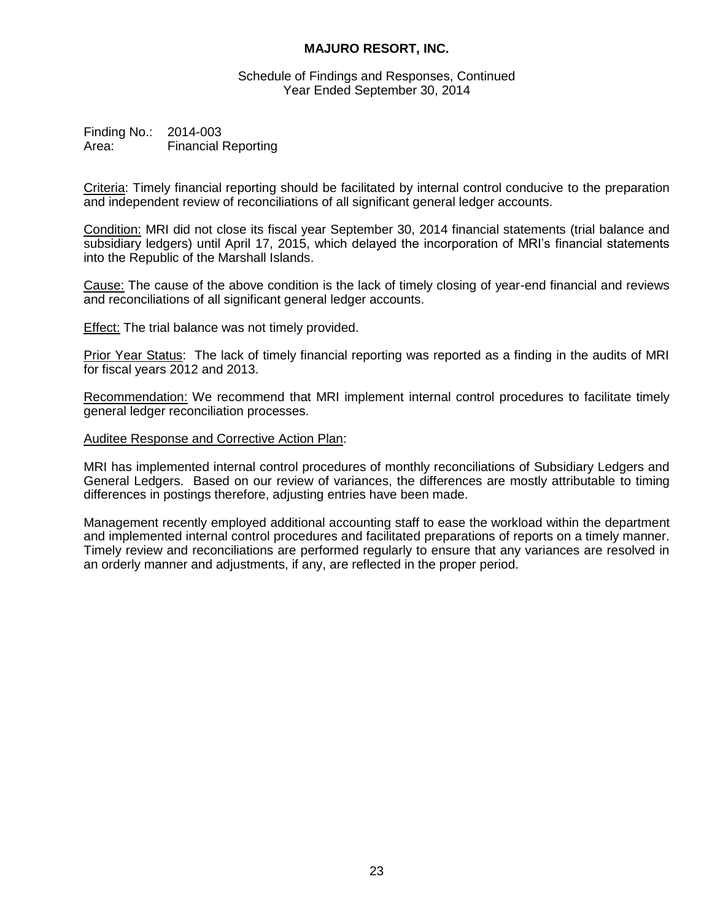**MAJURO RESORT, INC.**

Schedule of Findings and Responses, Continued
Year Ended September 30, 2014

Finding No.: 2014-003
Area: Financial Reporting

Criteria: Timely financial reporting should be facilitated by internal control conducive to the preparation and independent review of reconciliations of all significant general ledger accounts.

Condition: MRI did not close its fiscal year September 30, 2014 financial statements (trial balance and subsidiary ledgers) until April 17, 2015, which delayed the incorporation of MRI's financial statements into the Republic of the Marshall Islands.

Cause: The cause of the above condition is the lack of timely closing of year-end financial and reviews and reconciliations of all significant general ledger accounts.

Effect: The trial balance was not timely provided.

Prior Year Status: The lack of timely financial reporting was reported as a finding in the audits of MRI for fiscal years 2012 and 2013.

Recommendation: We recommend that MRI implement internal control procedures to facilitate timely general ledger reconciliation processes.

Auditee Response and Corrective Action Plan:

MRI has implemented internal control procedures of monthly reconciliations of Subsidiary Ledgers and General Ledgers. Based on our review of variances, the differences are mostly attributable to timing differences in postings therefore, adjusting entries have been made.

Management recently employed additional accounting staff to ease the workload within the department and implemented internal control procedures and facilitated preparations of reports on a timely manner. Timely review and reconciliations are performed regularly to ensure that any variances are resolved in an orderly manner and adjustments, if any, are reflected in the proper period.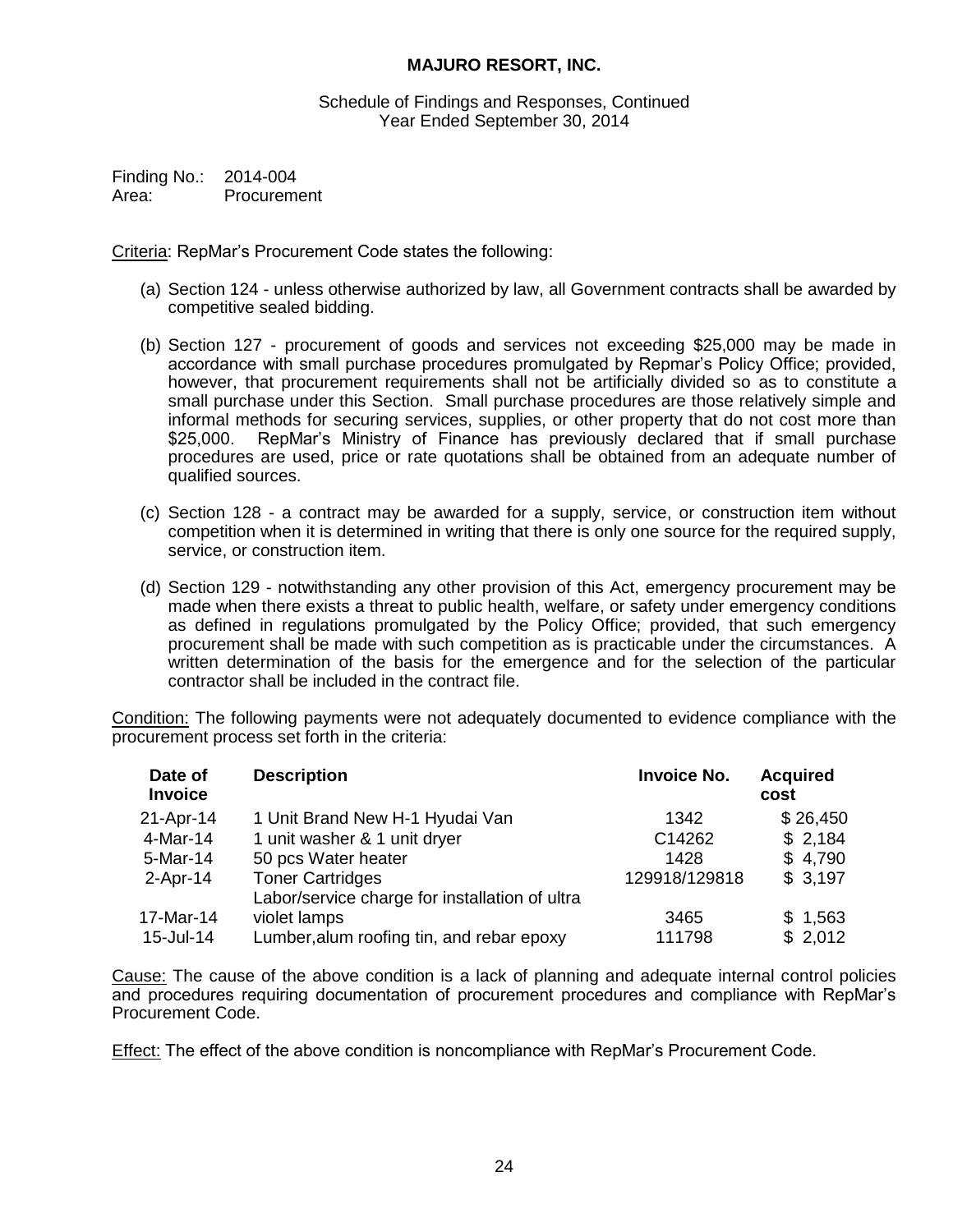**MAJURO RESORT, INC.**

Schedule of Findings and Responses, Continued
Year Ended September 30, 2014

Finding No.: 2014-004
Area: Procurement

Criteria: RepMar's Procurement Code states the following:

(a) Section 124 - unless otherwise authorized by law, all Government contracts shall be awarded by competitive sealed bidding.

(b) Section 127 - procurement of goods and services not exceeding $25,000 may be made in accordance with small purchase procedures promulgated by Repmar's Policy Office; provided, however, that procurement requirements shall not be artificially divided so as to constitute a small purchase under this Section. Small purchase procedures are those relatively simple and informal methods for securing services, supplies, or other property that do not cost more than $25,000. RepMar's Ministry of Finance has previously declared that if small purchase procedures are used, price or rate quotations shall be obtained from an adequate number of qualified sources.

(c) Section 128 - a contract may be awarded for a supply, service, or construction item without competition when it is determined in writing that there is only one source for the required supply, service, or construction item.

(d) Section 129 - notwithstanding any other provision of this Act, emergency procurement may be made when there exists a threat to public health, welfare, or safety under emergency conditions as defined in regulations promulgated by the Policy Office; provided, that such emergency procurement shall be made with such competition as is practicable under the circumstances. A written determination of the basis for the emergence and for the selection of the particular contractor shall be included in the contract file.

Condition: The following payments were not adequately documented to evidence compliance with the procurement process set forth in the criteria:

| Date of Invoice | Description | Invoice No. | Acquired cost |
|---|---|---|---|
| 21-Apr-14 | 1 Unit Brand New H-1 Hyudai Van | 1342 | $ 26,450 |
| 4-Mar-14 | 1 unit washer & 1 unit dryer | C14262 | $ 2,184 |
| 5-Mar-14 | 50 pcs Water heater | 1428 | $ 4,790 |
| 2-Apr-14 | Toner Cartridges | 129918/129818 | $ 3,197 |
| 17-Mar-14 | Labor/service charge for installation of ultra violet lamps | 3465 | $ 1,563 |
| 15-Jul-14 | Lumber,alum roofing tin, and rebar epoxy | 111798 | $ 2,012 |

Cause: The cause of the above condition is a lack of planning and adequate internal control policies and procedures requiring documentation of procurement procedures and compliance with RepMar's Procurement Code.

Effect: The effect of the above condition is noncompliance with RepMar's Procurement Code.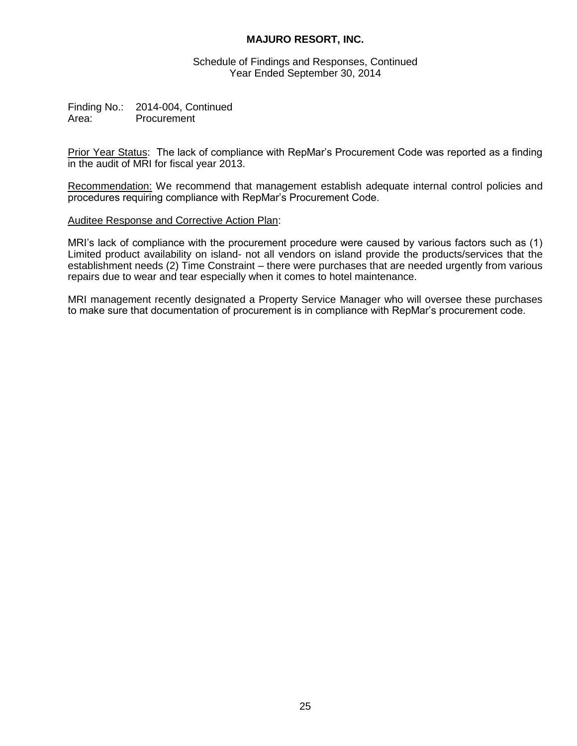**MAJURO RESORT, INC.**

Schedule of Findings and Responses, Continued
Year Ended September 30, 2014

Finding No.: 2014-004, Continued
Area: Procurement

Prior Year Status: The lack of compliance with RepMar's Procurement Code was reported as a finding in the audit of MRI for fiscal year 2013.

Recommendation: We recommend that management establish adequate internal control policies and procedures requiring compliance with RepMar's Procurement Code.

Auditee Response and Corrective Action Plan:

MRI's lack of compliance with the procurement procedure were caused by various factors such as (1) Limited product availability on island- not all vendors on island provide the products/services that the establishment needs (2) Time Constraint – there were purchases that are needed urgently from various repairs due to wear and tear especially when it comes to hotel maintenance.

MRI management recently designated a Property Service Manager who will oversee these purchases to make sure that documentation of procurement is in compliance with RepMar's procurement code.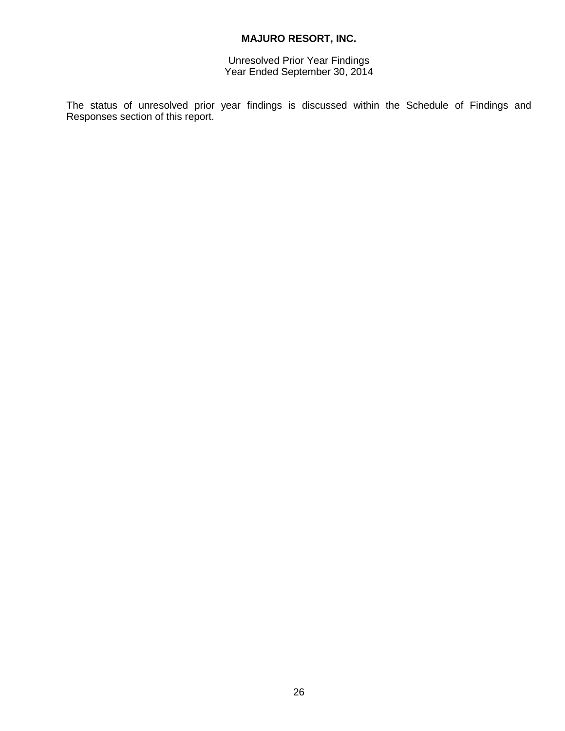# MAJURO RESORT, INC.

Unresolved Prior Year Findings
Year Ended September 30, 2014

The status of unresolved prior year findings is discussed within the Schedule of Findings and Responses section of this report.